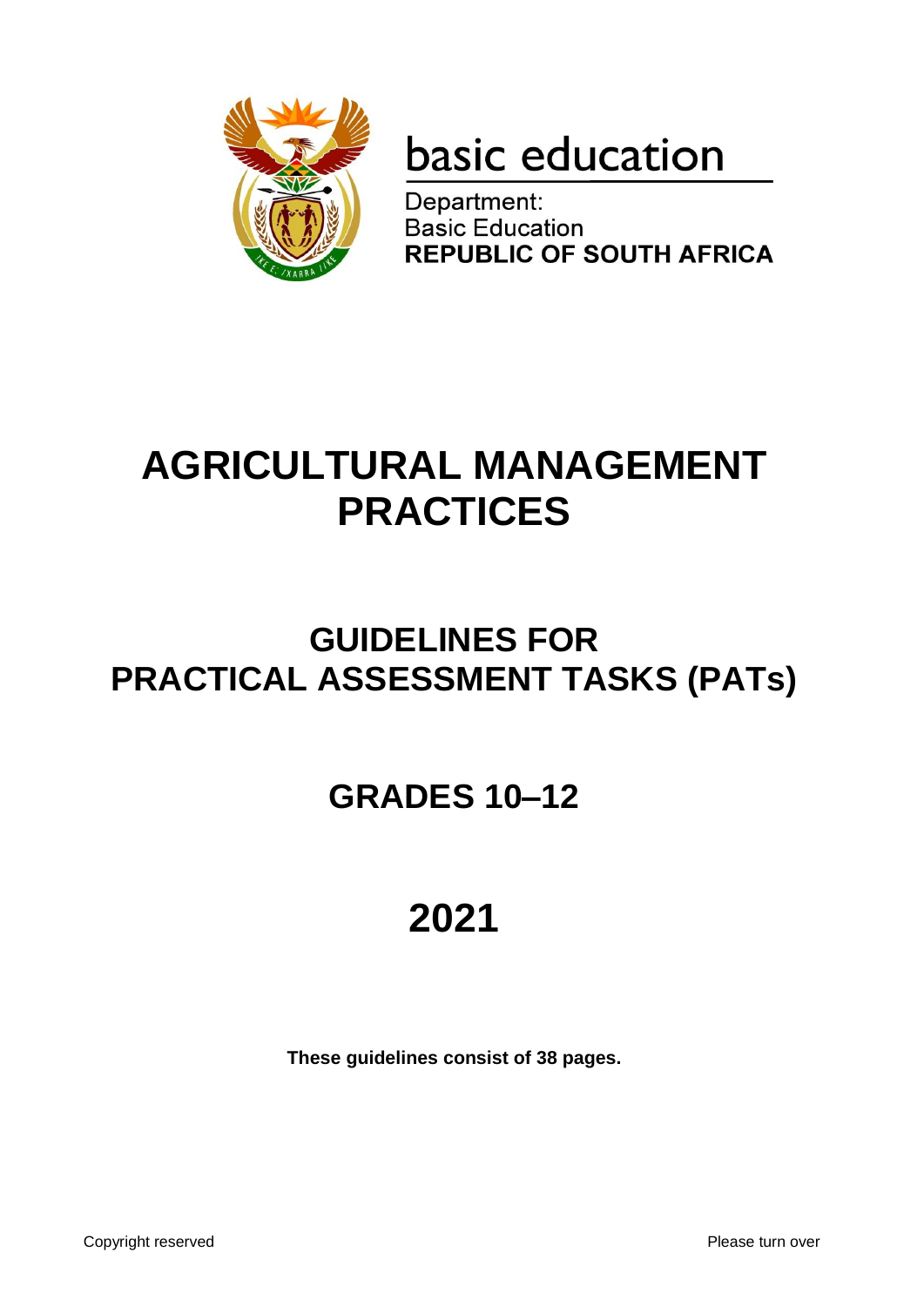basic education

Department:
Basic Education
**REPUBLIC OF SOUTH AFRICA**

# AGRICULTURAL MANAGEMENT PRACTICES

## GUIDELINES FOR PRACTICAL ASSESSMENT TASKS (PATs)

## GRADES 10–12

## 2021

**These guidelines consist of 38 pages.**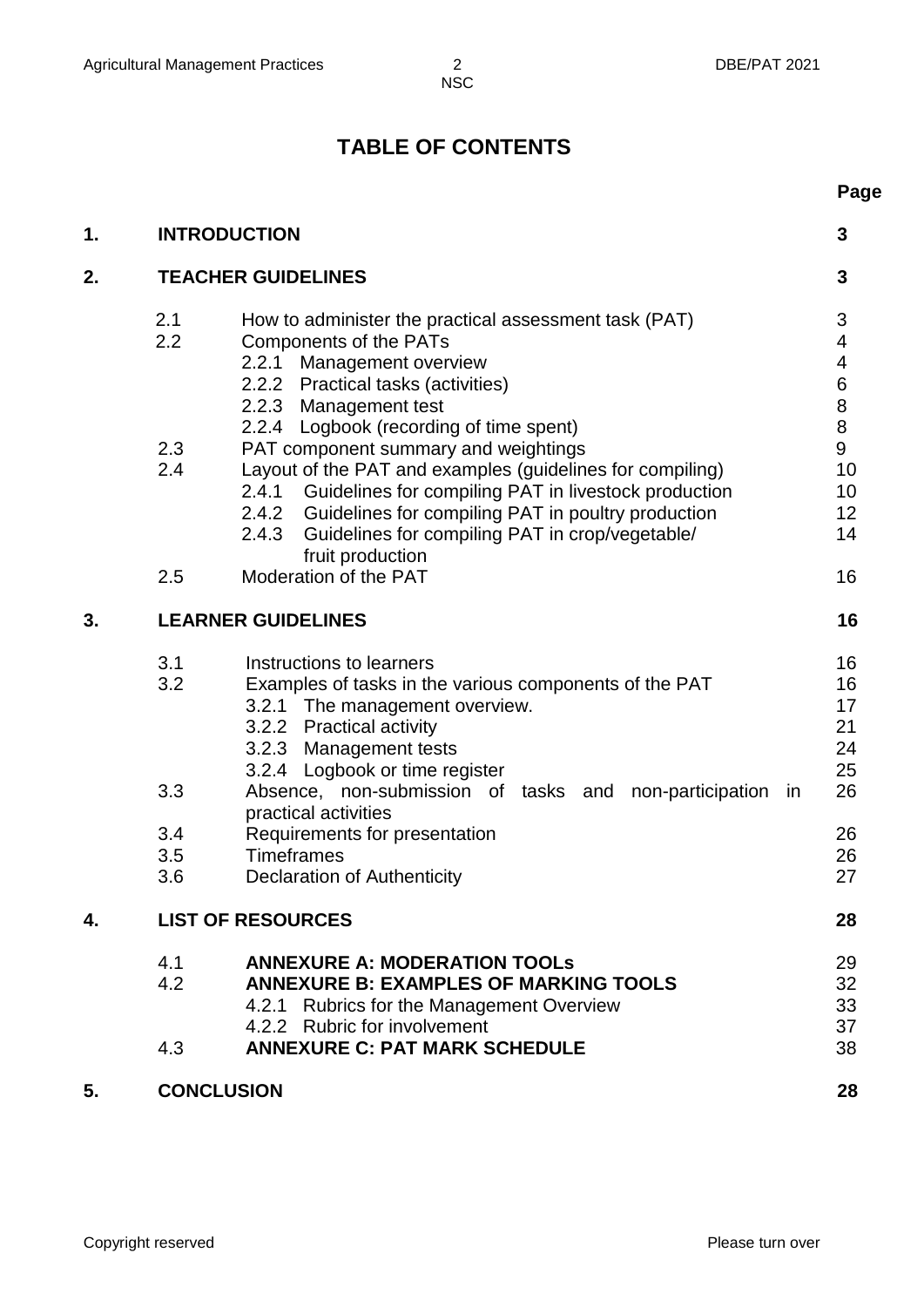# TABLE OF CONTENTS

| | | | Page |
|---|---|---|---|
| **1.** | **INTRODUCTION** | | **3** |
| **2.** | **TEACHER GUIDELINES** | | **3** |
| | 2.1 | How to administer the practical assessment task (PAT) | 3 |
| | 2.2 | Components of the PATs | 4 |
| | | 2.2.1 Management overview | 4 |
| | | 2.2.2 Practical tasks (activities) | 6 |
| | | 2.2.3 Management test | 8 |
| | | 2.2.4 Logbook (recording of time spent) | 8 |
| | 2.3 | PAT component summary and weightings | 9 |
| | 2.4 | Layout of the PAT and examples (guidelines for compiling) | 10 |
| | | 2.4.1 Guidelines for compiling PAT in livestock production | 10 |
| | | 2.4.2 Guidelines for compiling PAT in poultry production | 12 |
| | | 2.4.3 Guidelines for compiling PAT in crop/vegetable/ fruit production | 14 |
| | 2.5 | Moderation of the PAT | 16 |
| **3.** | **LEARNER GUIDELINES** | | **16** |
| | 3.1 | Instructions to learners | 16 |
| | 3.2 | Examples of tasks in the various components of the PAT | 16 |
| | | 3.2.1 The management overview. | 17 |
| | | 3.2.2 Practical activity | 21 |
| | | 3.2.3 Management tests | 24 |
| | | 3.2.4 Logbook or time register | 25 |
| | 3.3 | Absence, non-submission of tasks and non-participation in practical activities | 26 |
| | 3.4 | Requirements for presentation | 26 |
| | 3.5 | Timeframes | 26 |
| | 3.6 | Declaration of Authenticity | 27 |
| **4.** | **LIST OF RESOURCES** | | **28** |
| | 4.1 | **ANNEXURE A: MODERATION TOOLs** | 29 |
| | 4.2 | **ANNEXURE B: EXAMPLES OF MARKING TOOLS** | 32 |
| | | 4.2.1 Rubrics for the Management Overview | 33 |
| | | 4.2.2 Rubric for involvement | 37 |
| | 4.3 | **ANNEXURE C: PAT MARK SCHEDULE** | 38 |
| **5.** | **CONCLUSION** | | **28** |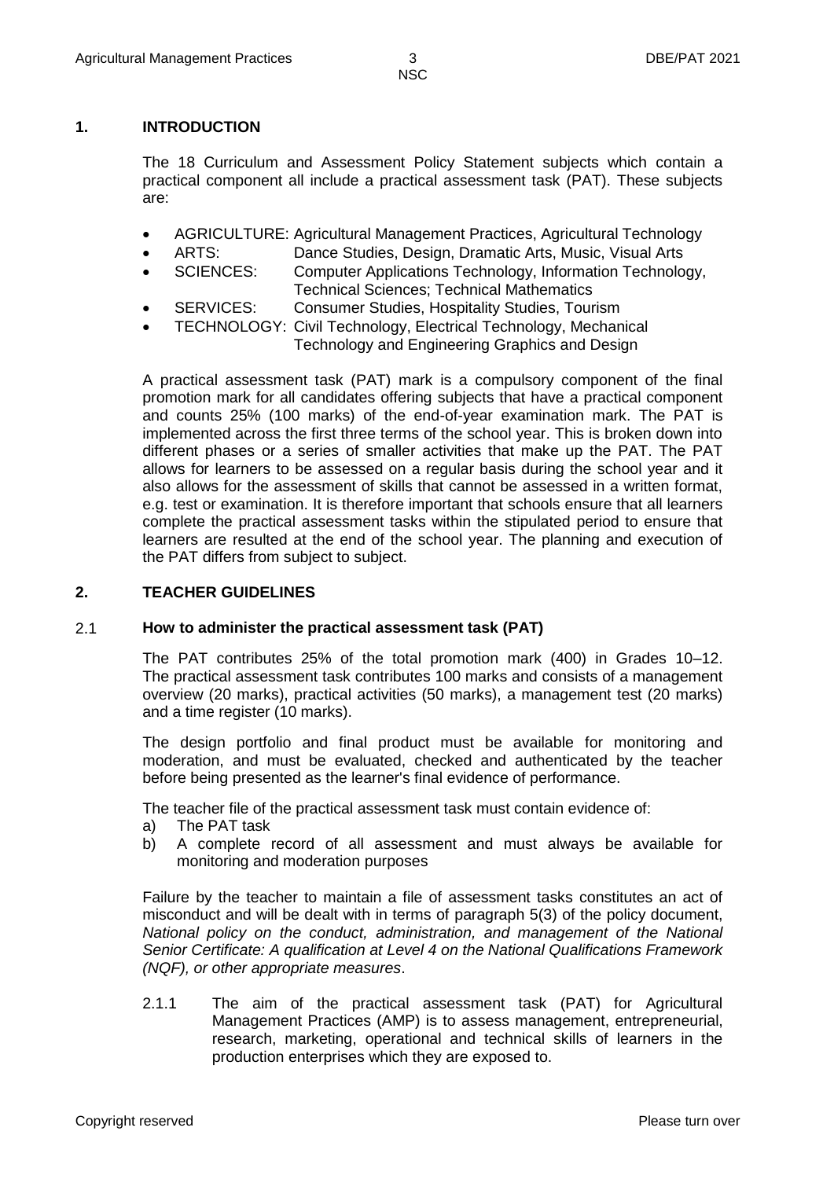## 1. INTRODUCTION

The 18 Curriculum and Assessment Policy Statement subjects which contain a practical component all include a practical assessment task (PAT). These subjects are:

- AGRICULTURE: Agricultural Management Practices, Agricultural Technology
- ARTS: Dance Studies, Design, Dramatic Arts, Music, Visual Arts
- SCIENCES: Computer Applications Technology, Information Technology, Technical Sciences; Technical Mathematics
- SERVICES: Consumer Studies, Hospitality Studies, Tourism
- TECHNOLOGY: Civil Technology, Electrical Technology, Mechanical Technology and Engineering Graphics and Design

A practical assessment task (PAT) mark is a compulsory component of the final promotion mark for all candidates offering subjects that have a practical component and counts 25% (100 marks) of the end-of-year examination mark. The PAT is implemented across the first three terms of the school year. This is broken down into different phases or a series of smaller activities that make up the PAT. The PAT allows for learners to be assessed on a regular basis during the school year and it also allows for the assessment of skills that cannot be assessed in a written format, e.g. test or examination. It is therefore important that schools ensure that all learners complete the practical assessment tasks within the stipulated period to ensure that learners are resulted at the end of the school year. The planning and execution of the PAT differs from subject to subject.

## 2. TEACHER GUIDELINES

### 2.1 How to administer the practical assessment task (PAT)

The PAT contributes 25% of the total promotion mark (400) in Grades 10–12. The practical assessment task contributes 100 marks and consists of a management overview (20 marks), practical activities (50 marks), a management test (20 marks) and a time register (10 marks).

The design portfolio and final product must be available for monitoring and moderation, and must be evaluated, checked and authenticated by the teacher before being presented as the learner's final evidence of performance.

The teacher file of the practical assessment task must contain evidence of:

a) The PAT task
b) A complete record of all assessment and must always be available for monitoring and moderation purposes

Failure by the teacher to maintain a file of assessment tasks constitutes an act of misconduct and will be dealt with in terms of paragraph 5(3) of the policy document, *National policy on the conduct, administration, and management of the National Senior Certificate: A qualification at Level 4 on the National Qualifications Framework (NQF), or other appropriate measures*.

2.1.1 The aim of the practical assessment task (PAT) for Agricultural Management Practices (AMP) is to assess management, entrepreneurial, research, marketing, operational and technical skills of learners in the production enterprises which they are exposed to.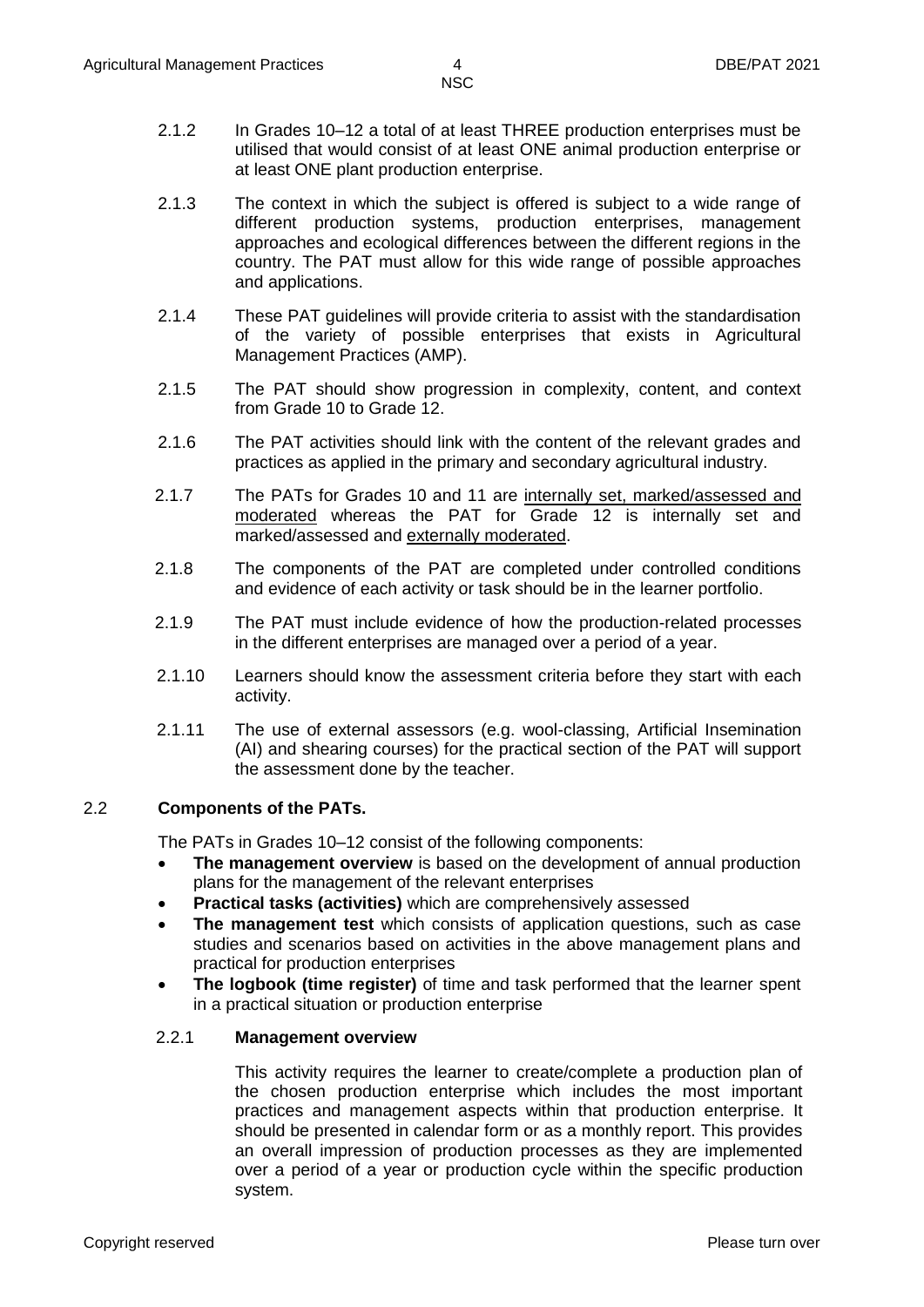2.1.2 In Grades 10–12 a total of at least THREE production enterprises must be utilised that would consist of at least ONE animal production enterprise or at least ONE plant production enterprise.

2.1.3 The context in which the subject is offered is subject to a wide range of different production systems, production enterprises, management approaches and ecological differences between the different regions in the country. The PAT must allow for this wide range of possible approaches and applications.

2.1.4 These PAT guidelines will provide criteria to assist with the standardisation of the variety of possible enterprises that exists in Agricultural Management Practices (AMP).

2.1.5 The PAT should show progression in complexity, content, and context from Grade 10 to Grade 12.

2.1.6 The PAT activities should link with the content of the relevant grades and practices as applied in the primary and secondary agricultural industry.

2.1.7 The PATs for Grades 10 and 11 are <u>internally set, marked/assessed and moderated</u> whereas the PAT for Grade 12 is internally set and marked/assessed and <u>externally moderated</u>.

2.1.8 The components of the PAT are completed under controlled conditions and evidence of each activity or task should be in the learner portfolio.

2.1.9 The PAT must include evidence of how the production-related processes in the different enterprises are managed over a period of a year.

2.1.10 Learners should know the assessment criteria before they start with each activity.

2.1.11 The use of external assessors (e.g. wool-classing, Artificial Insemination (AI) and shearing courses) for the practical section of the PAT will support the assessment done by the teacher.

## 2.2 Components of the PATs.

The PATs in Grades 10–12 consist of the following components:

- **The management overview** is based on the development of annual production plans for the management of the relevant enterprises
- **Practical tasks (activities)** which are comprehensively assessed
- **The management test** which consists of application questions, such as case studies and scenarios based on activities in the above management plans and practical for production enterprises
- **The logbook (time register)** of time and task performed that the learner spent in a practical situation or production enterprise

### 2.2.1 Management overview

This activity requires the learner to create/complete a production plan of the chosen production enterprise which includes the most important practices and management aspects within that production enterprise. It should be presented in calendar form or as a monthly report. This provides an overall impression of production processes as they are implemented over a period of a year or production cycle within the specific production system.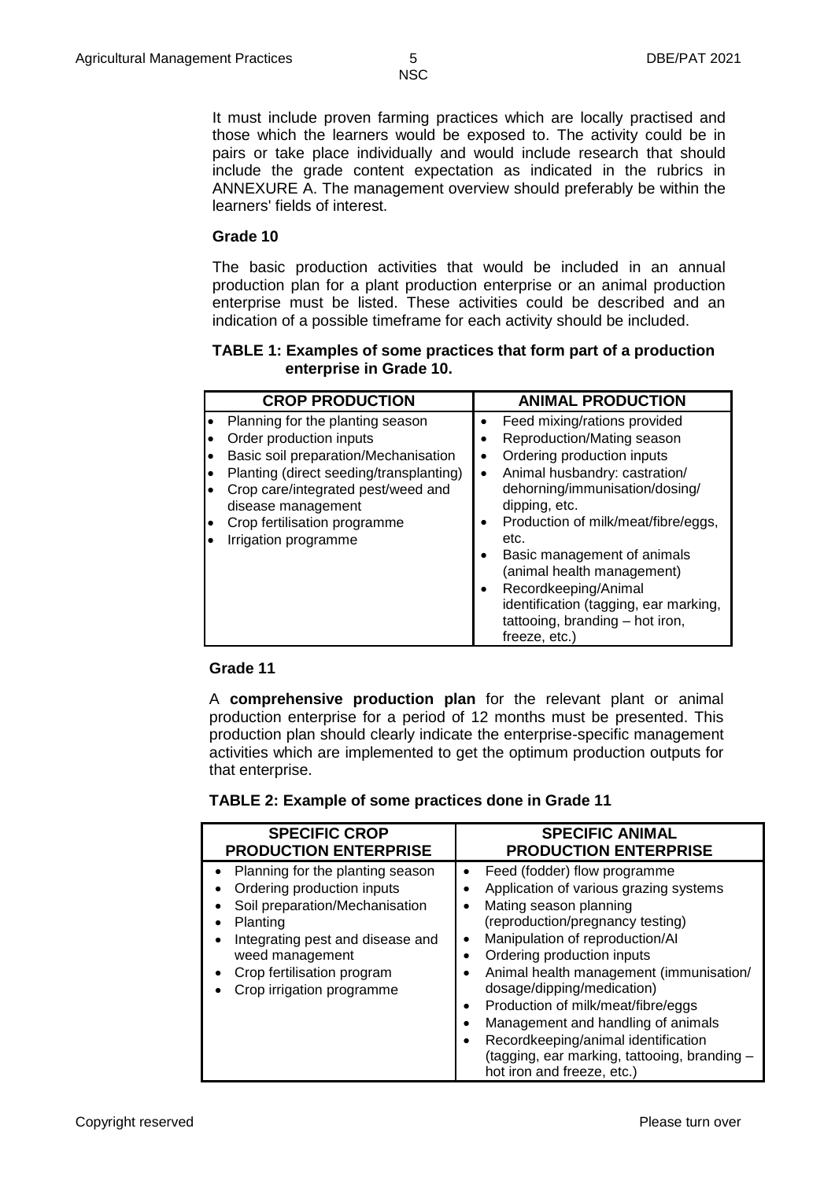It must include proven farming practices which are locally practised and those which the learners would be exposed to. The activity could be in pairs or take place individually and would include research that should include the grade content expectation as indicated in the rubrics in ANNEXURE A. The management overview should preferably be within the learners' fields of interest.

**Grade 10**

The basic production activities that would be included in an annual production plan for a plant production enterprise or an animal production enterprise must be listed. These activities could be described and an indication of a possible timeframe for each activity should be included.

**TABLE 1: Examples of some practices that form part of a production enterprise in Grade 10.**

| CROP PRODUCTION | ANIMAL PRODUCTION |
|---|---|
| • Planning for the planting season<br>• Order production inputs<br>• Basic soil preparation/Mechanisation<br>• Planting (direct seeding/transplanting)<br>• Crop care/integrated pest/weed and disease management<br>• Crop fertilisation programme<br>• Irrigation programme | • Feed mixing/rations provided<br>• Reproduction/Mating season<br>• Ordering production inputs<br>• Animal husbandry: castration/ dehorning/immunisation/dosing/ dipping, etc.<br>• Production of milk/meat/fibre/eggs, etc.<br>• Basic management of animals (animal health management)<br>• Recordkeeping/Animal identification (tagging, ear marking, tattooing, branding – hot iron, freeze, etc.) |

**Grade 11**

A **comprehensive production plan** for the relevant plant or animal production enterprise for a period of 12 months must be presented. This production plan should clearly indicate the enterprise-specific management activities which are implemented to get the optimum production outputs for that enterprise.

**TABLE 2: Example of some practices done in Grade 11**

| SPECIFIC CROP PRODUCTION ENTERPRISE | SPECIFIC ANIMAL PRODUCTION ENTERPRISE |
|---|---|
| • Planning for the planting season<br>• Ordering production inputs<br>• Soil preparation/Mechanisation<br>• Planting<br>• Integrating pest and disease and weed management<br>• Crop fertilisation program<br>• Crop irrigation programme | • Feed (fodder) flow programme<br>• Application of various grazing systems<br>• Mating season planning (reproduction/pregnancy testing)<br>• Manipulation of reproduction/AI<br>• Ordering production inputs<br>• Animal health management (immunisation/ dosage/dipping/medication)<br>• Production of milk/meat/fibre/eggs<br>• Management and handling of animals<br>• Recordkeeping/animal identification (tagging, ear marking, tattooing, branding – hot iron and freeze, etc.) |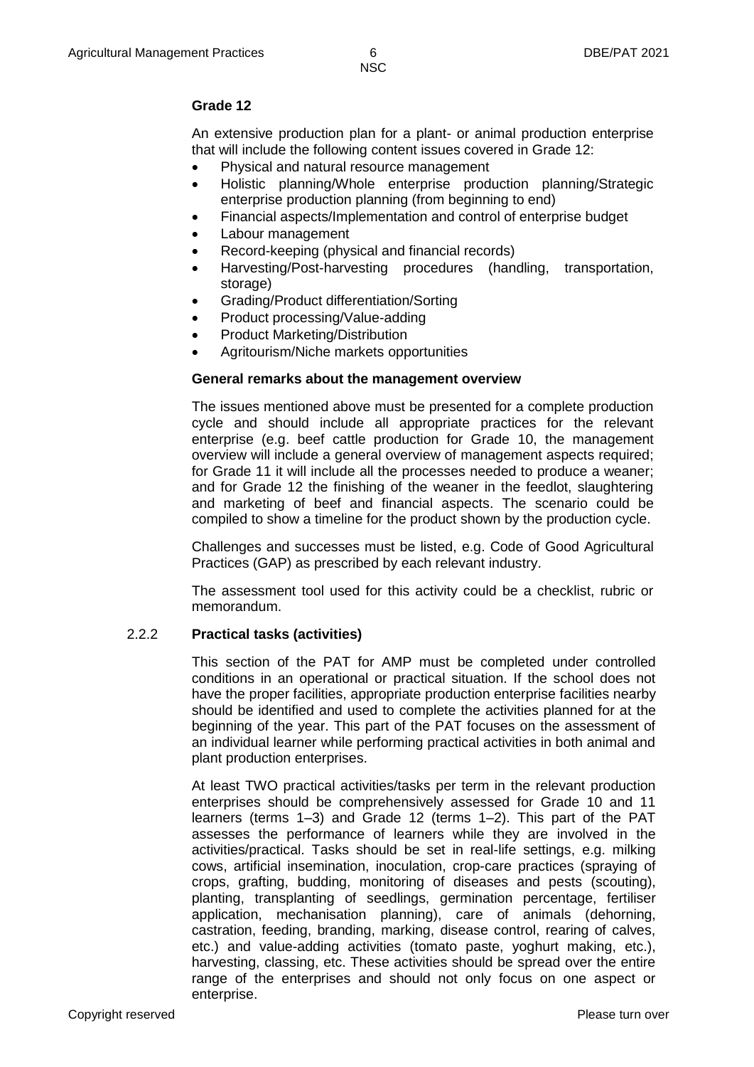### Grade 12

An extensive production plan for a plant- or animal production enterprise that will include the following content issues covered in Grade 12:

- Physical and natural resource management
- Holistic planning/Whole enterprise production planning/Strategic enterprise production planning (from beginning to end)
- Financial aspects/Implementation and control of enterprise budget
- Labour management
- Record-keeping (physical and financial records)
- Harvesting/Post-harvesting procedures (handling, transportation, storage)
- Grading/Product differentiation/Sorting
- Product processing/Value-adding
- Product Marketing/Distribution
- Agritourism/Niche markets opportunities

**General remarks about the management overview**

The issues mentioned above must be presented for a complete production cycle and should include all appropriate practices for the relevant enterprise (e.g. beef cattle production for Grade 10, the management overview will include a general overview of management aspects required; for Grade 11 it will include all the processes needed to produce a weaner; and for Grade 12 the finishing of the weaner in the feedlot, slaughtering and marketing of beef and financial aspects. The scenario could be compiled to show a timeline for the product shown by the production cycle.

Challenges and successes must be listed, e.g. Code of Good Agricultural Practices (GAP) as prescribed by each relevant industry.

The assessment tool used for this activity could be a checklist, rubric or memorandum.

### 2.2.2 Practical tasks (activities)

This section of the PAT for AMP must be completed under controlled conditions in an operational or practical situation. If the school does not have the proper facilities, appropriate production enterprise facilities nearby should be identified and used to complete the activities planned for at the beginning of the year. This part of the PAT focuses on the assessment of an individual learner while performing practical activities in both animal and plant production enterprises.

At least TWO practical activities/tasks per term in the relevant production enterprises should be comprehensively assessed for Grade 10 and 11 learners (terms 1–3) and Grade 12 (terms 1–2). This part of the PAT assesses the performance of learners while they are involved in the activities/practical. Tasks should be set in real-life settings, e.g. milking cows, artificial insemination, inoculation, crop-care practices (spraying of crops, grafting, budding, monitoring of diseases and pests (scouting), planting, transplanting of seedlings, germination percentage, fertiliser application, mechanisation planning), care of animals (dehorning, castration, feeding, branding, marking, disease control, rearing of calves, etc.) and value-adding activities (tomato paste, yoghurt making, etc.), harvesting, classing, etc. These activities should be spread over the entire range of the enterprises and should not only focus on one aspect or enterprise.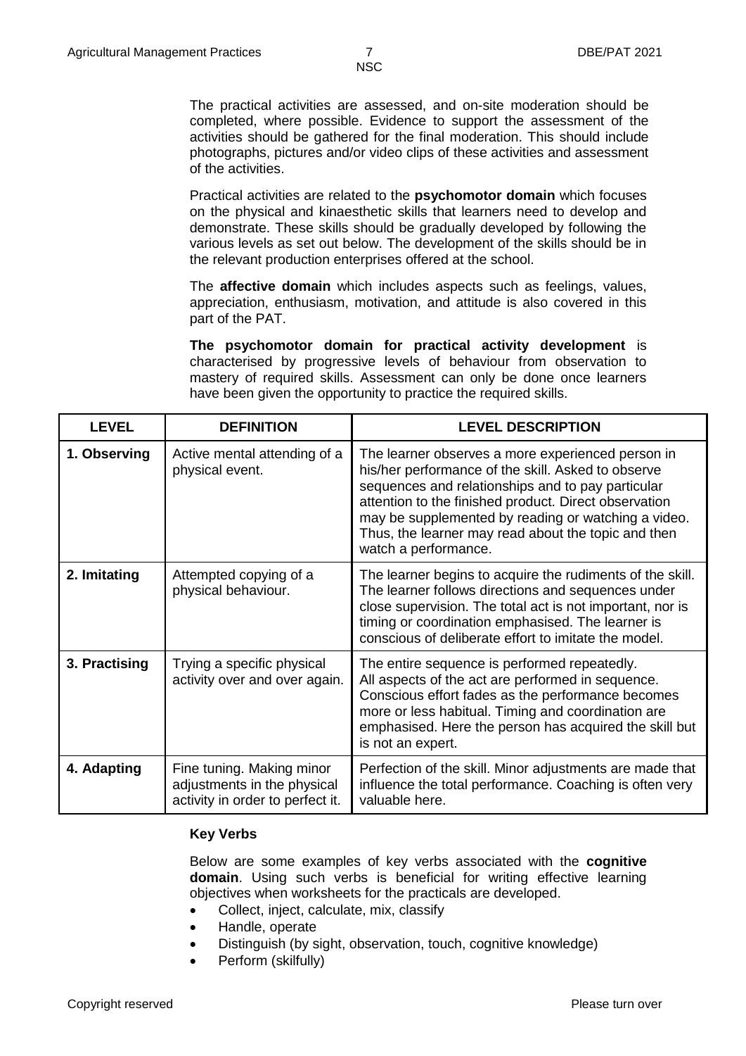The practical activities are assessed, and on-site moderation should be completed, where possible. Evidence to support the assessment of the activities should be gathered for the final moderation. This should include photographs, pictures and/or video clips of these activities and assessment of the activities.

Practical activities are related to the **psychomotor domain** which focuses on the physical and kinaesthetic skills that learners need to develop and demonstrate. These skills should be gradually developed by following the various levels as set out below. The development of the skills should be in the relevant production enterprises offered at the school.

The **affective domain** which includes aspects such as feelings, values, appreciation, enthusiasm, motivation, and attitude is also covered in this part of the PAT.

**The psychomotor domain for practical activity development** is characterised by progressive levels of behaviour from observation to mastery of required skills. Assessment can only be done once learners have been given the opportunity to practice the required skills.

| LEVEL | DEFINITION | LEVEL DESCRIPTION |
|---|---|---|
| **1. Observing** | Active mental attending of a physical event. | The learner observes a more experienced person in his/her performance of the skill. Asked to observe sequences and relationships and to pay particular attention to the finished product. Direct observation may be supplemented by reading or watching a video. Thus, the learner may read about the topic and then watch a performance. |
| **2. Imitating** | Attempted copying of a physical behaviour. | The learner begins to acquire the rudiments of the skill. The learner follows directions and sequences under close supervision. The total act is not important, nor is timing or coordination emphasised. The learner is conscious of deliberate effort to imitate the model. |
| **3. Practising** | Trying a specific physical activity over and over again. | The entire sequence is performed repeatedly. All aspects of the act are performed in sequence. Conscious effort fades as the performance becomes more or less habitual. Timing and coordination are emphasised. Here the person has acquired the skill but is not an expert. |
| **4. Adapting** | Fine tuning. Making minor adjustments in the physical activity in order to perfect it. | Perfection of the skill. Minor adjustments are made that influence the total performance. Coaching is often very valuable here. |

**Key Verbs**

Below are some examples of key verbs associated with the **cognitive domain**. Using such verbs is beneficial for writing effective learning objectives when worksheets for the practicals are developed.

- Collect, inject, calculate, mix, classify
- Handle, operate
- Distinguish (by sight, observation, touch, cognitive knowledge)
- Perform (skilfully)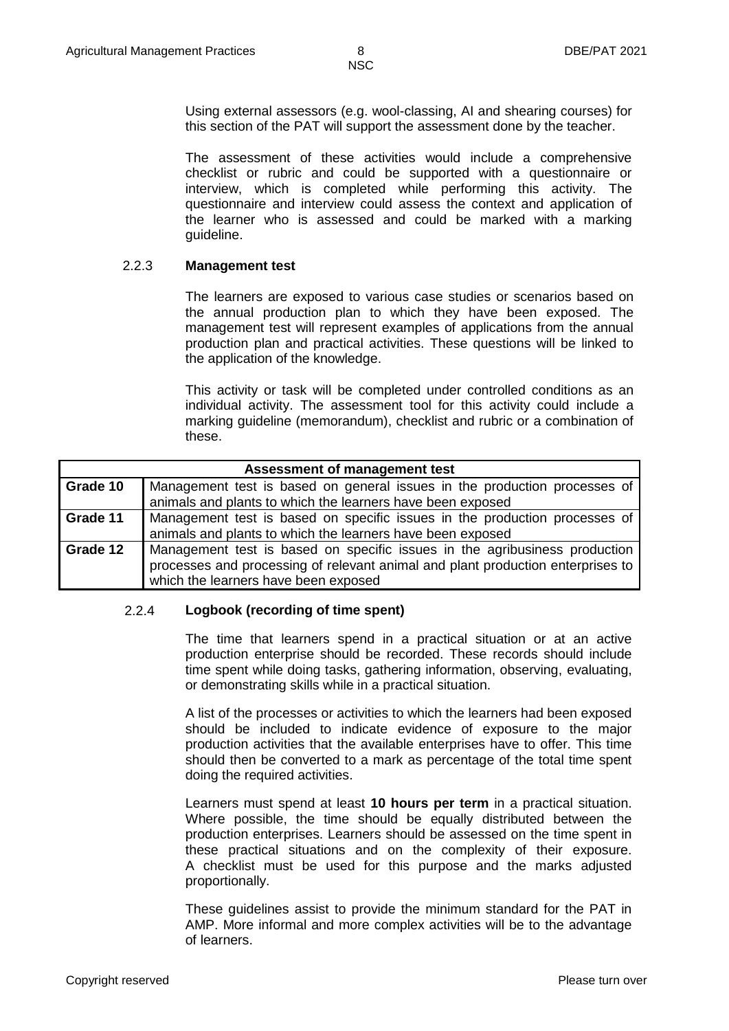Using external assessors (e.g. wool-classing, AI and shearing courses) for this section of the PAT will support the assessment done by the teacher.

The assessment of these activities would include a comprehensive checklist or rubric and could be supported with a questionnaire or interview, which is completed while performing this activity. The questionnaire and interview could assess the context and application of the learner who is assessed and could be marked with a marking guideline.

### 2.2.3 Management test

The learners are exposed to various case studies or scenarios based on the annual production plan to which they have been exposed. The management test will represent examples of applications from the annual production plan and practical activities. These questions will be linked to the application of the knowledge.

This activity or task will be completed under controlled conditions as an individual activity. The assessment tool for this activity could include a marking guideline (memorandum), checklist and rubric or a combination of these.

| Assessment of management test | |
|---|---|
| **Grade 10** | Management test is based on general issues in the production processes of animals and plants to which the learners have been exposed |
| **Grade 11** | Management test is based on specific issues in the production processes of animals and plants to which the learners have been exposed |
| **Grade 12** | Management test is based on specific issues in the agribusiness production processes and processing of relevant animal and plant production enterprises to which the learners have been exposed |

### 2.2.4 Logbook (recording of time spent)

The time that learners spend in a practical situation or at an active production enterprise should be recorded. These records should include time spent while doing tasks, gathering information, observing, evaluating, or demonstrating skills while in a practical situation.

A list of the processes or activities to which the learners had been exposed should be included to indicate evidence of exposure to the major production activities that the available enterprises have to offer. This time should then be converted to a mark as percentage of the total time spent doing the required activities.

Learners must spend at least **10 hours per term** in a practical situation. Where possible, the time should be equally distributed between the production enterprises. Learners should be assessed on the time spent in these practical situations and on the complexity of their exposure. A checklist must be used for this purpose and the marks adjusted proportionally.

These guidelines assist to provide the minimum standard for the PAT in AMP. More informal and more complex activities will be to the advantage of learners.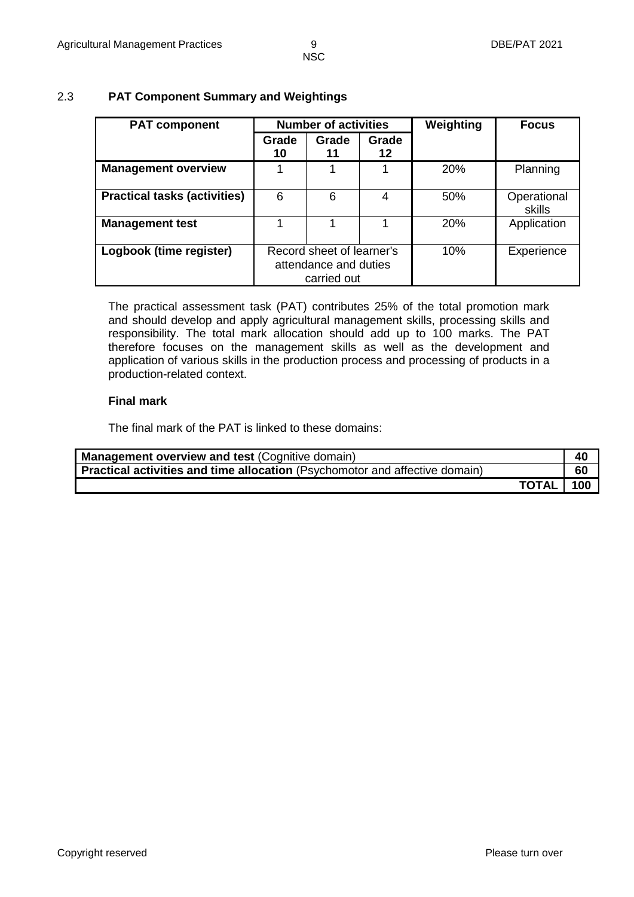## 2.3 PAT Component Summary and Weightings

| PAT component | Number of activities | | | Weighting | Focus |
|---|---|---|---|---|---|
| | Grade 10 | Grade 11 | Grade 12 | | |
| **Management overview** | 1 | 1 | 1 | 20% | Planning |
| **Practical tasks (activities)** | 6 | 6 | 4 | 50% | Operational skills |
| **Management test** | 1 | 1 | 1 | 20% | Application |
| **Logbook (time register)** | Record sheet of learner's attendance and duties carried out | | | 10% | Experience |

The practical assessment task (PAT) contributes 25% of the total promotion mark and should develop and apply agricultural management skills, processing skills and responsibility. The total mark allocation should add up to 100 marks. The PAT therefore focuses on the management skills as well as the development and application of various skills in the production process and processing of products in a production-related context.

**Final mark**

The final mark of the PAT is linked to these domains:

| | |
|---|---|
| **Management overview and test** (Cognitive domain) | **40** |
| **Practical activities and time allocation** (Psychomotor and affective domain) | **60** |
| **TOTAL** | **100** |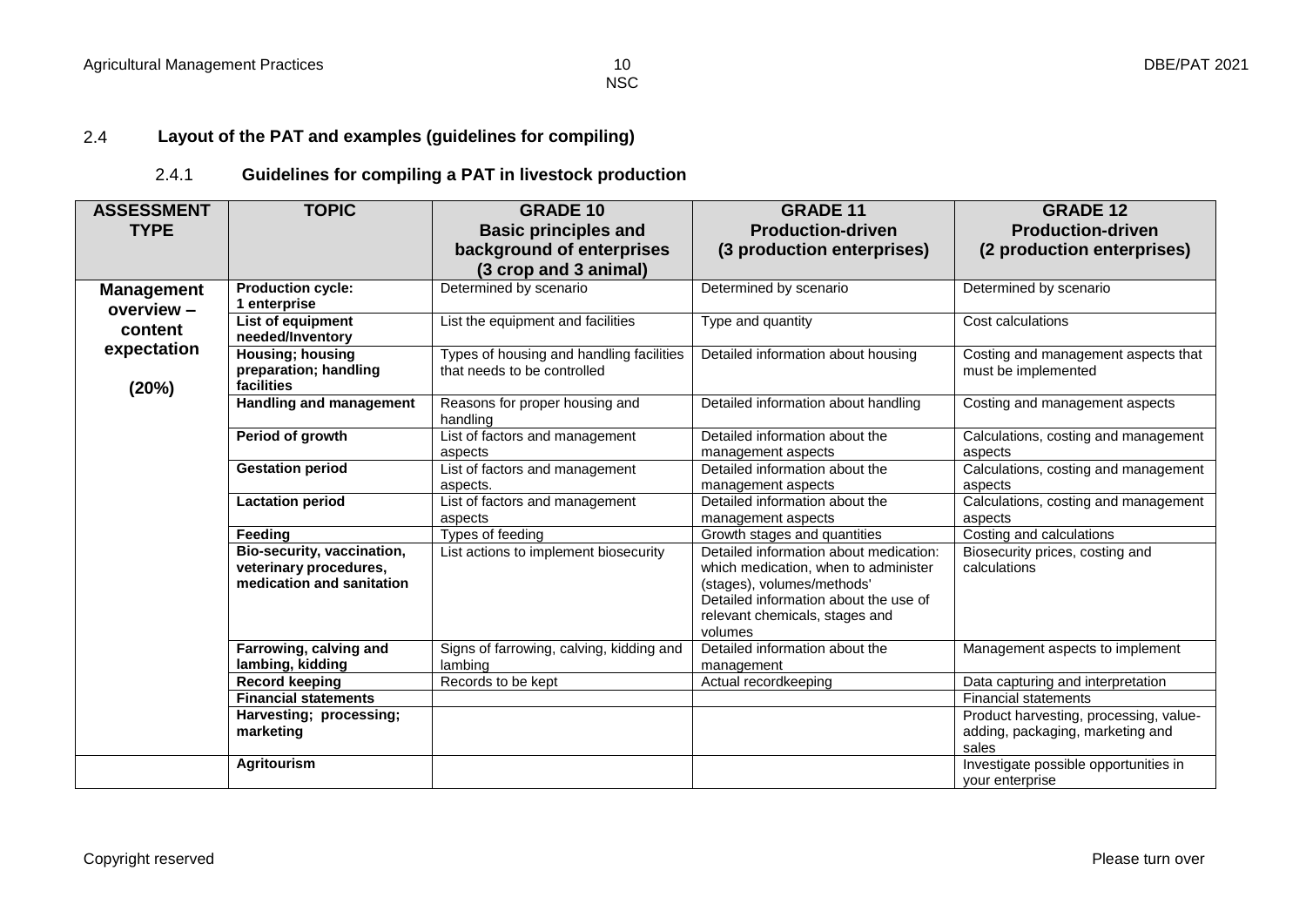## 2.4 Layout of the PAT and examples (guidelines for compiling)

### 2.4.1 Guidelines for compiling a PAT in livestock production

| ASSESSMENT TYPE | TOPIC | GRADE 10 Basic principles and background of enterprises (3 crop and 3 animal) | GRADE 11 Production-driven (3 production enterprises) | GRADE 12 Production-driven (2 production enterprises) |
|---|---|---|---|---|
| **Management overview – content expectation (20%)** | **Production cycle: 1 enterprise** | Determined by scenario | Determined by scenario | Determined by scenario |
| | **List of equipment needed/Inventory** | List the equipment and facilities | Type and quantity | Cost calculations |
| | **Housing; housing preparation; handling facilities** | Types of housing and handling facilities that needs to be controlled | Detailed information about housing | Costing and management aspects that must be implemented |
| | **Handling and management** | Reasons for proper housing and handling | Detailed information about handling | Costing and management aspects |
| | **Period of growth** | List of factors and management aspects | Detailed information about the management aspects | Calculations, costing and management aspects |
| | **Gestation period** | List of factors and management aspects. | Detailed information about the management aspects | Calculations, costing and management aspects |
| | **Lactation period** | List of factors and management aspects | Detailed information about the management aspects | Calculations, costing and management aspects |
| | **Feeding** | Types of feeding | Growth stages and quantities | Costing and calculations |
| | **Bio-security, vaccination, veterinary procedures, medication and sanitation** | List actions to implement biosecurity | Detailed information about medication: which medication, when to administer (stages), volumes/methods' Detailed information about the use of relevant chemicals, stages and volumes | Biosecurity prices, costing and calculations |
| | **Farrowing, calving and lambing, kidding** | Signs of farrowing, calving, kidding and lambing | Detailed information about the management | Management aspects to implement |
| | **Record keeping** | Records to be kept | Actual recordkeeping | Data capturing and interpretation |
| | **Financial statements** | | | Financial statements |
| | **Harvesting; processing; marketing** | | | Product harvesting, processing, value-adding, packaging, marketing and sales |
| | **Agritourism** | | | Investigate possible opportunities in your enterprise |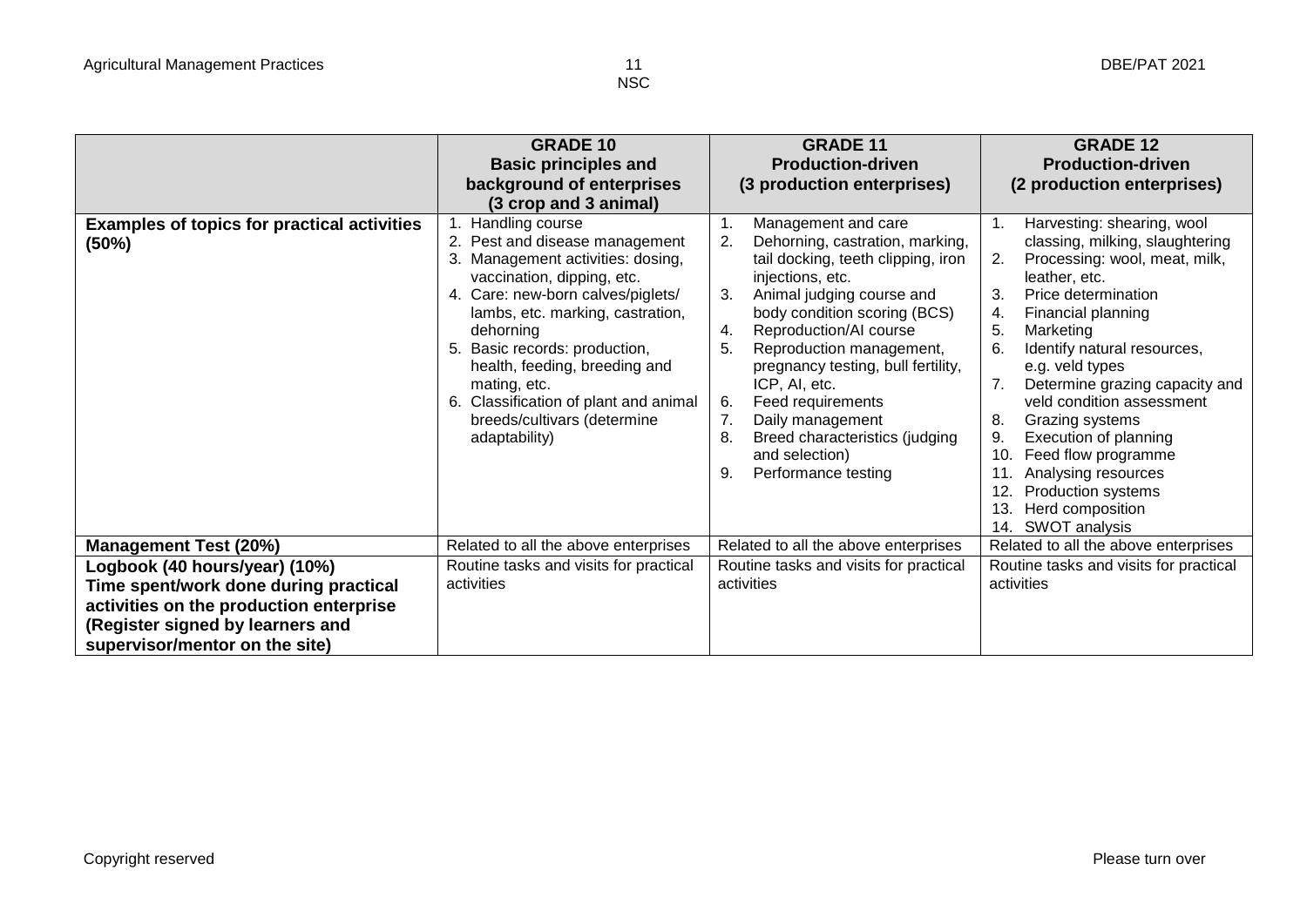| | **GRADE 10 Basic principles and background of enterprises (3 crop and 3 animal)** | **GRADE 11 Production-driven (3 production enterprises)** | **GRADE 12 Production-driven (2 production enterprises)** |
|---|---|---|---|
| **Examples of topics for practical activities (50%)** | 1. Handling course<br>2. Pest and disease management<br>3. Management activities: dosing, vaccination, dipping, etc.<br>4. Care: new-born calves/piglets/ lambs, etc. marking, castration, dehorning<br>5. Basic records: production, health, feeding, breeding and mating, etc.<br>6. Classification of plant and animal breeds/cultivars (determine adaptability) | 1. Management and care<br>2. Dehorning, castration, marking, tail docking, teeth clipping, iron injections, etc.<br>3. Animal judging course and body condition scoring (BCS)<br>4. Reproduction/AI course<br>5. Reproduction management, pregnancy testing, bull fertility, ICP, AI, etc.<br>6. Feed requirements<br>7. Daily management<br>8. Breed characteristics (judging and selection)<br>9. Performance testing | 1. Harvesting: shearing, wool classing, milking, slaughtering<br>2. Processing: wool, meat, milk, leather, etc.<br>3. Price determination<br>4. Financial planning<br>5. Marketing<br>6. Identify natural resources, e.g. veld types<br>7. Determine grazing capacity and veld condition assessment<br>8. Grazing systems<br>9. Execution of planning<br>10. Feed flow programme<br>11. Analysing resources<br>12. Production systems<br>13. Herd composition<br>14. SWOT analysis |
| **Management Test (20%)** | Related to all the above enterprises | Related to all the above enterprises | Related to all the above enterprises |
| **Logbook (40 hours/year) (10%) Time spent/work done during practical activities on the production enterprise (Register signed by learners and supervisor/mentor on the site)** | Routine tasks and visits for practical activities | Routine tasks and visits for practical activities | Routine tasks and visits for practical activities |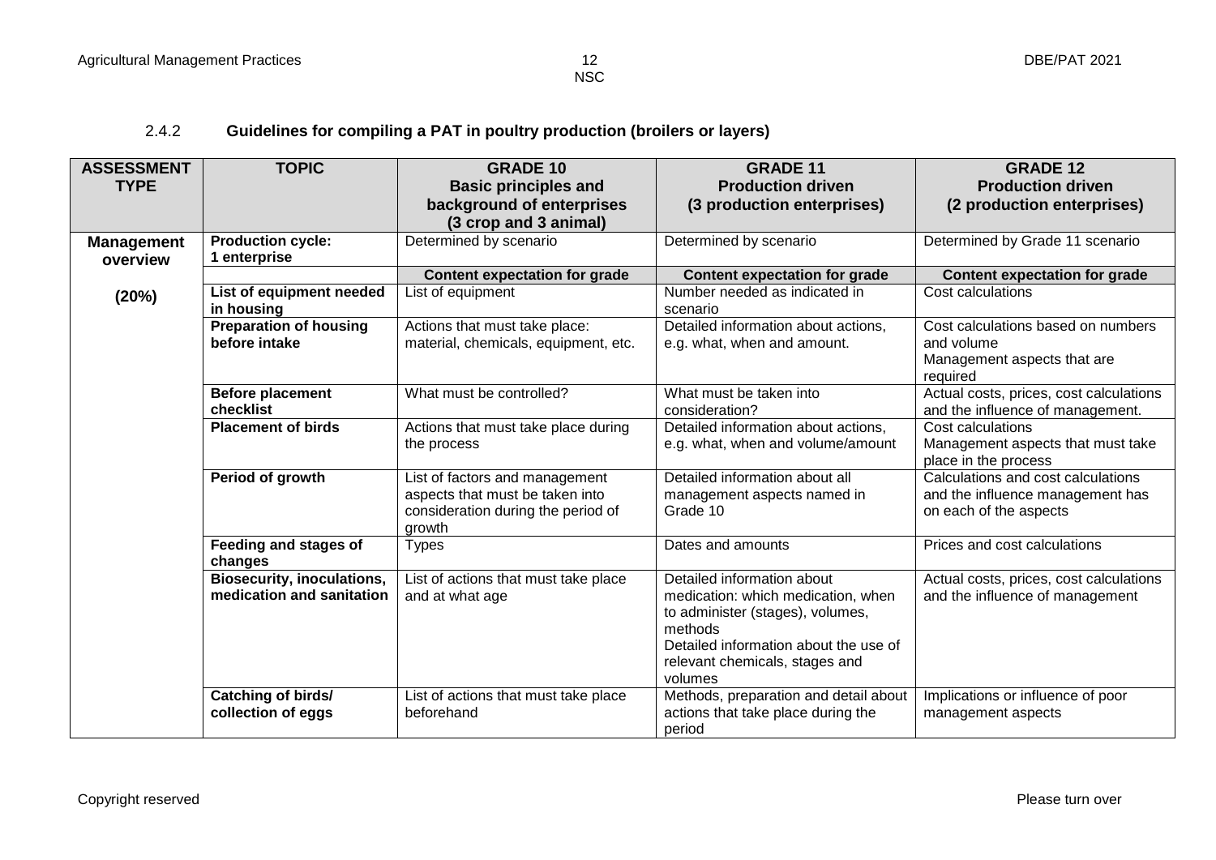### 2.4.2 Guidelines for compiling a PAT in poultry production (broilers or layers)

| ASSESSMENT TYPE | TOPIC | GRADE 10<br>Basic principles and background of enterprises<br>(3 crop and 3 animal) | GRADE 11<br>Production driven<br>(3 production enterprises) | GRADE 12<br>Production driven<br>(2 production enterprises) |
|---|---|---|---|---|
| **Management overview**<br><br>**(20%)** | **Production cycle: 1 enterprise** | Determined by scenario | Determined by scenario | Determined by Grade 11 scenario |
| | | **Content expectation for grade** | **Content expectation for grade** | **Content expectation for grade** |
| | **List of equipment needed in housing** | List of equipment | Number needed as indicated in scenario | Cost calculations |
| | **Preparation of housing before intake** | Actions that must take place: material, chemicals, equipment, etc. | Detailed information about actions, e.g. what, when and amount. | Cost calculations based on numbers and volume<br>Management aspects that are required |
| | **Before placement checklist** | What must be controlled? | What must be taken into consideration? | Actual costs, prices, cost calculations and the influence of management. |
| | **Placement of birds** | Actions that must take place during the process | Detailed information about actions, e.g. what, when and volume/amount | Cost calculations<br>Management aspects that must take place in the process |
| | **Period of growth** | List of factors and management aspects that must be taken into consideration during the period of growth | Detailed information about all management aspects named in Grade 10 | Calculations and cost calculations and the influence management has on each of the aspects |
| | **Feeding and stages of changes** | Types | Dates and amounts | Prices and cost calculations |
| | **Biosecurity, inoculations, medication and sanitation** | List of actions that must take place and at what age | Detailed information about medication: which medication, when to administer (stages), volumes, methods<br>Detailed information about the use of relevant chemicals, stages and volumes | Actual costs, prices, cost calculations and the influence of management |
| | **Catching of birds/ collection of eggs** | List of actions that must take place beforehand | Methods, preparation and detail about actions that take place during the period | Implications or influence of poor management aspects |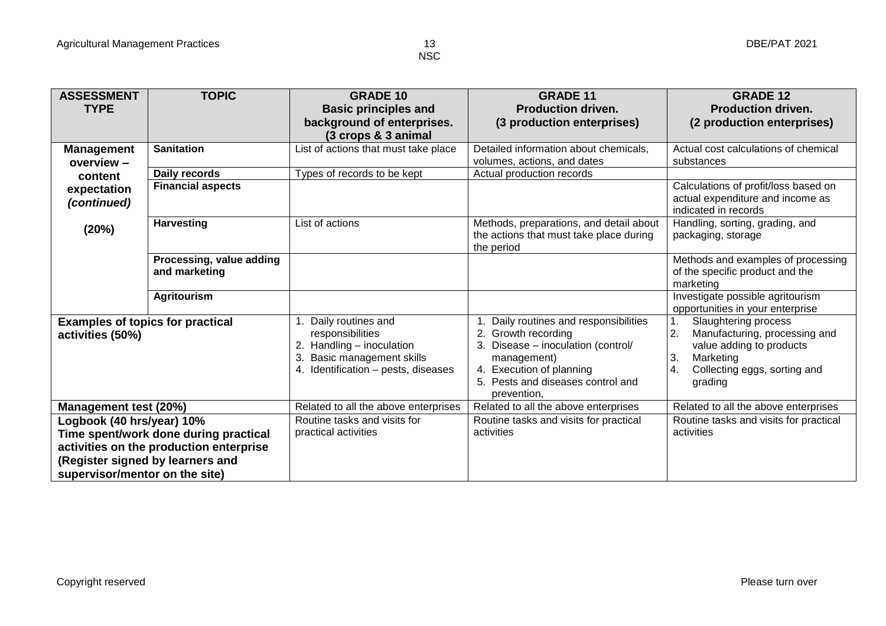| ASSESSMENT TYPE | TOPIC | GRADE 10<br>Basic principles and background of enterprises.<br>(3 crops & 3 animal | GRADE 11<br>Production driven.<br>(3 production enterprises) | GRADE 12<br>Production driven.<br>(2 production enterprises) |
|---|---|---|---|---|
| **Management overview – content expectation *(continued)*<br><br>(20%)** | **Sanitation** | List of actions that must take place | Detailed information about chemicals, volumes, actions, and dates | Actual cost calculations of chemical substances |
| | **Daily records** | Types of records to be kept | Actual production records | |
| | **Financial aspects** | | | Calculations of profit/loss based on actual expenditure and income as indicated in records |
| | **Harvesting** | List of actions | Methods, preparations, and detail about the actions that must take place during the period | Handling, sorting, grading, and packaging, storage |
| | **Processing, value adding and marketing** | | | Methods and examples of processing of the specific product and the marketing |
| | **Agritourism** | | | Investigate possible agritourism opportunities in your enterprise |
| **Examples of topics for practical activities (50%)** | | 1. Daily routines and responsibilities<br>2. Handling – inoculation<br>3. Basic management skills<br>4. Identification – pests, diseases | 1. Daily routines and responsibilities<br>2. Growth recording<br>3. Disease – inoculation (control/ management)<br>4. Execution of planning<br>5. Pests and diseases control and prevention, | 1. Slaughtering process<br>2. Manufacturing, processing and value adding to products<br>3. Marketing<br>4. Collecting eggs, sorting and grading |
| **Management test (20%)** | | Related to all the above enterprises | Related to all the above enterprises | Related to all the above enterprises |
| **Logbook (40 hrs/year) 10%<br>Time spent/work done during practical activities on the production enterprise<br>(Register signed by learners and supervisor/mentor on the site)** | | Routine tasks and visits for practical activities | Routine tasks and visits for practical activities | Routine tasks and visits for practical activities |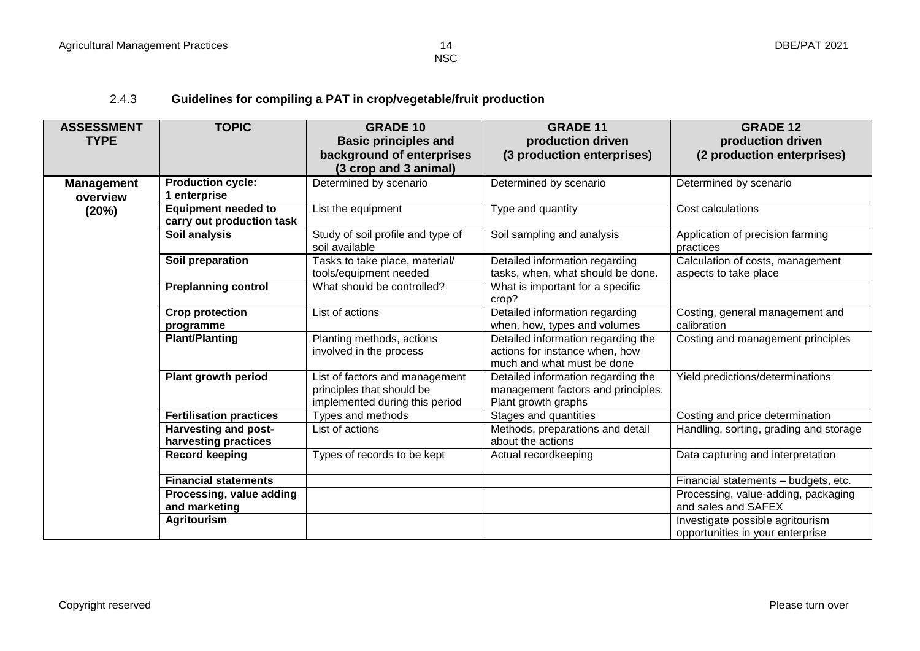### 2.4.3 Guidelines for compiling a PAT in crop/vegetable/fruit production

| ASSESSMENT TYPE | TOPIC | GRADE 10 Basic principles and background of enterprises (3 crop and 3 animal) | GRADE 11 production driven (3 production enterprises) | GRADE 12 production driven (2 production enterprises) |
|---|---|---|---|---|
| **Management overview (20%)** | **Production cycle: 1 enterprise** | Determined by scenario | Determined by scenario | Determined by scenario |
| | **Equipment needed to carry out production task** | List the equipment | Type and quantity | Cost calculations |
| | **Soil analysis** | Study of soil profile and type of soil available | Soil sampling and analysis | Application of precision farming practices |
| | **Soil preparation** | Tasks to take place, material/ tools/equipment needed | Detailed information regarding tasks, when, what should be done. | Calculation of costs, management aspects to take place |
| | **Preplanning control** | What should be controlled? | What is important for a specific crop? | |
| | **Crop protection programme** | List of actions | Detailed information regarding when, how, types and volumes | Costing, general management and calibration |
| | **Plant/Planting** | Planting methods, actions involved in the process | Detailed information regarding the actions for instance when, how much and what must be done | Costing and management principles |
| | **Plant growth period** | List of factors and management principles that should be implemented during this period | Detailed information regarding the management factors and principles. Plant growth graphs | Yield predictions/determinations |
| | **Fertilisation practices** | Types and methods | Stages and quantities | Costing and price determination |
| | **Harvesting and post-harvesting practices** | List of actions | Methods, preparations and detail about the actions | Handling, sorting, grading and storage |
| | **Record keeping** | Types of records to be kept | Actual recordkeeping | Data capturing and interpretation |
| | **Financial statements** | | | Financial statements – budgets, etc. |
| | **Processing, value adding and marketing** | | | Processing, value-adding, packaging and sales and SAFEX |
| | **Agritourism** | | | Investigate possible agritourism opportunities in your enterprise |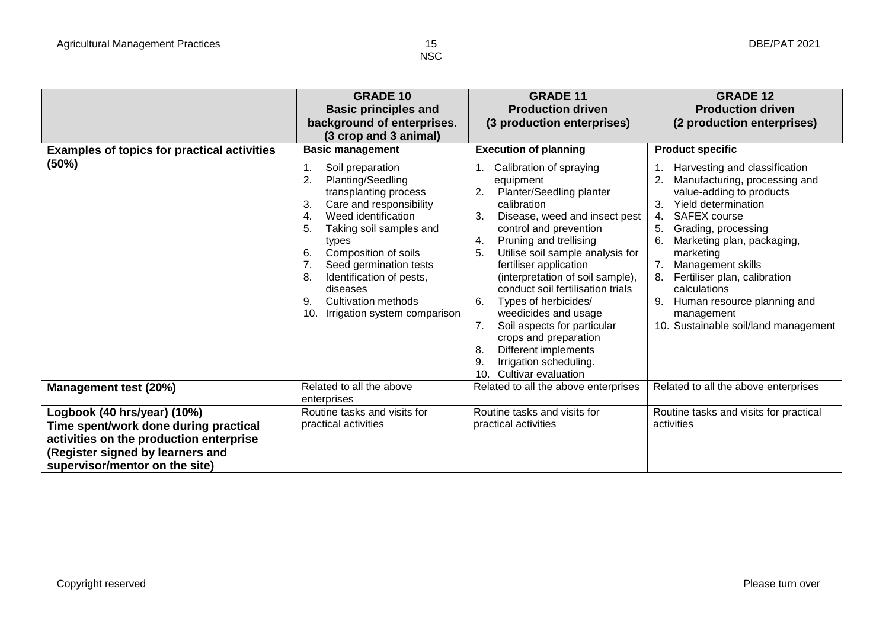| | **GRADE 10 Basic principles and background of enterprises. (3 crop and 3 animal)** | **GRADE 11 Production driven (3 production enterprises)** | **GRADE 12 Production driven (2 production enterprises)** |
|---|---|---|---|
| **Examples of topics for practical activities (50%)** | **Basic management**<br>1. Soil preparation<br>2. Planting/Seedling transplanting process<br>3. Care and responsibility<br>4. Weed identification<br>5. Taking soil samples and types<br>6. Composition of soils<br>7. Seed germination tests<br>8. Identification of pests, diseases<br>9. Cultivation methods<br>10. Irrigation system comparison | **Execution of planning**<br>1. Calibration of spraying equipment<br>2. Planter/Seedling planter calibration<br>3. Disease, weed and insect pest control and prevention<br>4. Pruning and trellising<br>5. Utilise soil sample analysis for fertiliser application (interpretation of soil sample), conduct soil fertilisation trials<br>6. Types of herbicides/ weedicides and usage<br>7. Soil aspects for particular crops and preparation<br>8. Different implements<br>9. Irrigation scheduling.<br>10. Cultivar evaluation | **Product specific**<br>1. Harvesting and classification<br>2. Manufacturing, processing and value-adding to products<br>3. Yield determination<br>4. SAFEX course<br>5. Grading, processing<br>6. Marketing plan, packaging, marketing<br>7. Management skills<br>8. Fertiliser plan, calibration calculations<br>9. Human resource planning and management<br>10. Sustainable soil/land management |
| **Management test (20%)** | Related to all the above enterprises | Related to all the above enterprises | Related to all the above enterprises |
| **Logbook (40 hrs/year) (10%) Time spent/work done during practical activities on the production enterprise (Register signed by learners and supervisor/mentor on the site)** | Routine tasks and visits for practical activities | Routine tasks and visits for practical activities | Routine tasks and visits for practical activities |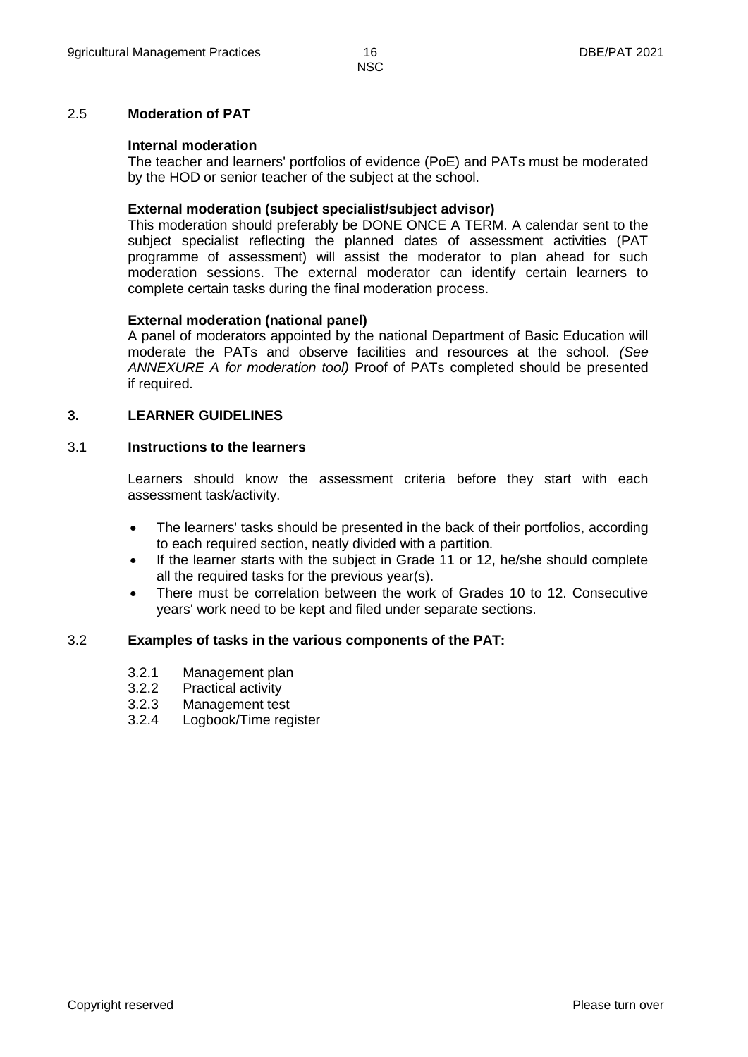### 2.5 Moderation of PAT

**Internal moderation**

The teacher and learners' portfolios of evidence (PoE) and PATs must be moderated by the HOD or senior teacher of the subject at the school.

**External moderation (subject specialist/subject advisor)**

This moderation should preferably be DONE ONCE A TERM. A calendar sent to the subject specialist reflecting the planned dates of assessment activities (PAT programme of assessment) will assist the moderator to plan ahead for such moderation sessions. The external moderator can identify certain learners to complete certain tasks during the final moderation process.

**External moderation (national panel)**

A panel of moderators appointed by the national Department of Basic Education will moderate the PATs and observe facilities and resources at the school. *(See ANNEXURE A for moderation tool)* Proof of PATs completed should be presented if required.

## 3. LEARNER GUIDELINES

### 3.1 Instructions to the learners

Learners should know the assessment criteria before they start with each assessment task/activity.

- The learners' tasks should be presented in the back of their portfolios, according to each required section, neatly divided with a partition.
- If the learner starts with the subject in Grade 11 or 12, he/she should complete all the required tasks for the previous year(s).
- There must be correlation between the work of Grades 10 to 12. Consecutive years' work need to be kept and filed under separate sections.

### 3.2 Examples of tasks in the various components of the PAT:

3.2.1 Management plan
3.2.2 Practical activity
3.2.3 Management test
3.2.4 Logbook/Time register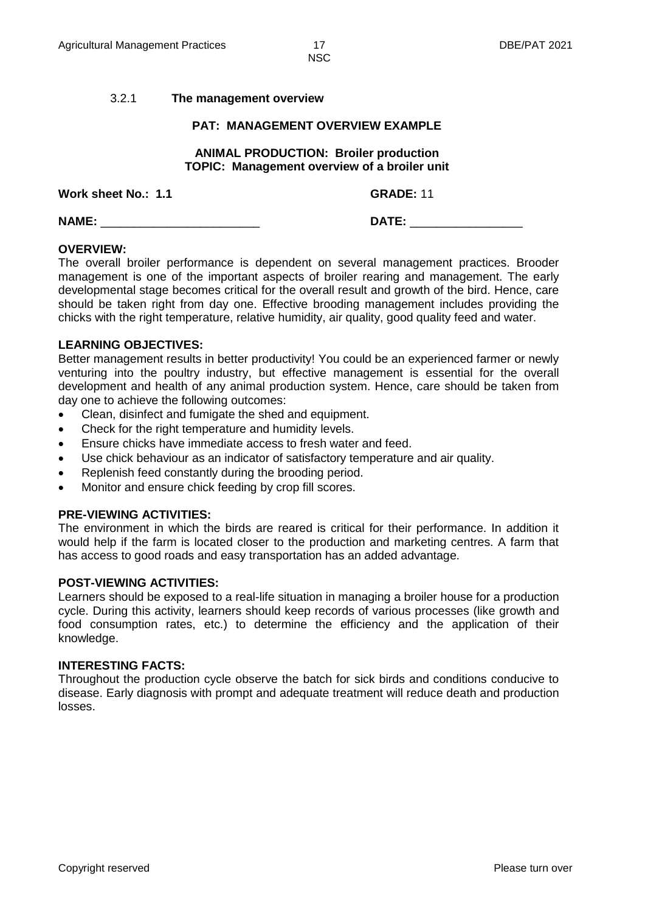### 3.2.1 **The management overview**

**PAT: MANAGEMENT OVERVIEW EXAMPLE**

**ANIMAL PRODUCTION: Broiler production**
**TOPIC: Management overview of a broiler unit**

**Work sheet No.: 1.1** **GRADE:** 11

**NAME:** ________________________ **DATE:** _________________

**OVERVIEW:**
The overall broiler performance is dependent on several management practices. Brooder management is one of the important aspects of broiler rearing and management. The early developmental stage becomes critical for the overall result and growth of the bird. Hence, care should be taken right from day one. Effective brooding management includes providing the chicks with the right temperature, relative humidity, air quality, good quality feed and water.

**LEARNING OBJECTIVES:**
Better management results in better productivity! You could be an experienced farmer or newly venturing into the poultry industry, but effective management is essential for the overall development and health of any animal production system. Hence, care should be taken from day one to achieve the following outcomes:

- Clean, disinfect and fumigate the shed and equipment.
- Check for the right temperature and humidity levels.
- Ensure chicks have immediate access to fresh water and feed.
- Use chick behaviour as an indicator of satisfactory temperature and air quality.
- Replenish feed constantly during the brooding period.
- Monitor and ensure chick feeding by crop fill scores.

**PRE-VIEWING ACTIVITIES:**
The environment in which the birds are reared is critical for their performance. In addition it would help if the farm is located closer to the production and marketing centres. A farm that has access to good roads and easy transportation has an added advantage.

**POST-VIEWING ACTIVITIES:**
Learners should be exposed to a real-life situation in managing a broiler house for a production cycle. During this activity, learners should keep records of various processes (like growth and food consumption rates, etc.) to determine the efficiency and the application of their knowledge.

**INTERESTING FACTS:**
Throughout the production cycle observe the batch for sick birds and conditions conducive to disease. Early diagnosis with prompt and adequate treatment will reduce death and production losses.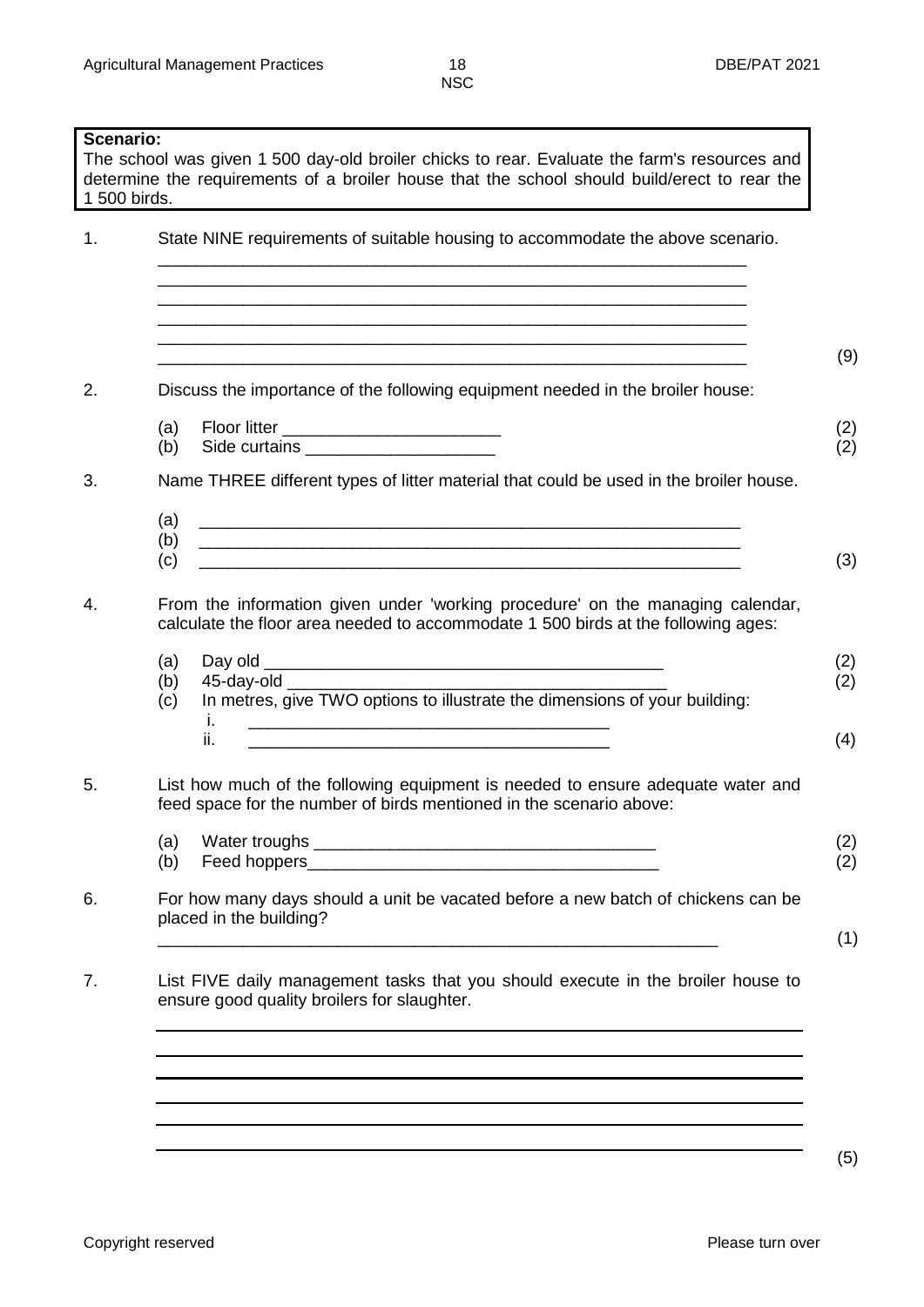**Scenario:**
The school was given 1 500 day-old broiler chicks to rear. Evaluate the farm's resources and determine the requirements of a broiler house that the school should build/erect to rear the 1 500 birds.

1. State NINE requirements of suitable housing to accommodate the above scenario.

   ______________________________________________________________
   ______________________________________________________________
   ______________________________________________________________
   ______________________________________________________________
   ______________________________________________________________
   ______________________________________________________________ (9)

2. Discuss the importance of the following equipment needed in the broiler house:

   (a) Floor litter ________________________ (2)
   (b) Side curtains ____________________ (2)

3. Name THREE different types of litter material that could be used in the broiler house.

   (a) ______________________________________________________________
   (b) ______________________________________________________________
   (c) ______________________________________________________________ (3)

4. From the information given under 'working procedure' on the managing calendar, calculate the floor area needed to accommodate 1 500 birds at the following ages:

   (a) Day old _____________________________________________ (2)
   (b) 45-day-old ________________________________________ (2)
   (c) In metres, give TWO options to illustrate the dimensions of your building:
      i. ________________________________________
      ii. ________________________________________ (4)

5. List how much of the following equipment is needed to ensure adequate water and feed space for the number of birds mentioned in the scenario above:

   (a) Water troughs _____________________________________ (2)
   (b) Feed hoppers______________________________________ (2)

6. For how many days should a unit be vacated before a new batch of chickens can be placed in the building?

   ______________________________________________________________ (1)

7. List FIVE daily management tasks that you should execute in the broiler house to ensure good quality broilers for slaughter.

   ______________________________________________________________
   ______________________________________________________________
   ______________________________________________________________
   ______________________________________________________________
   ______________________________________________________________ (5)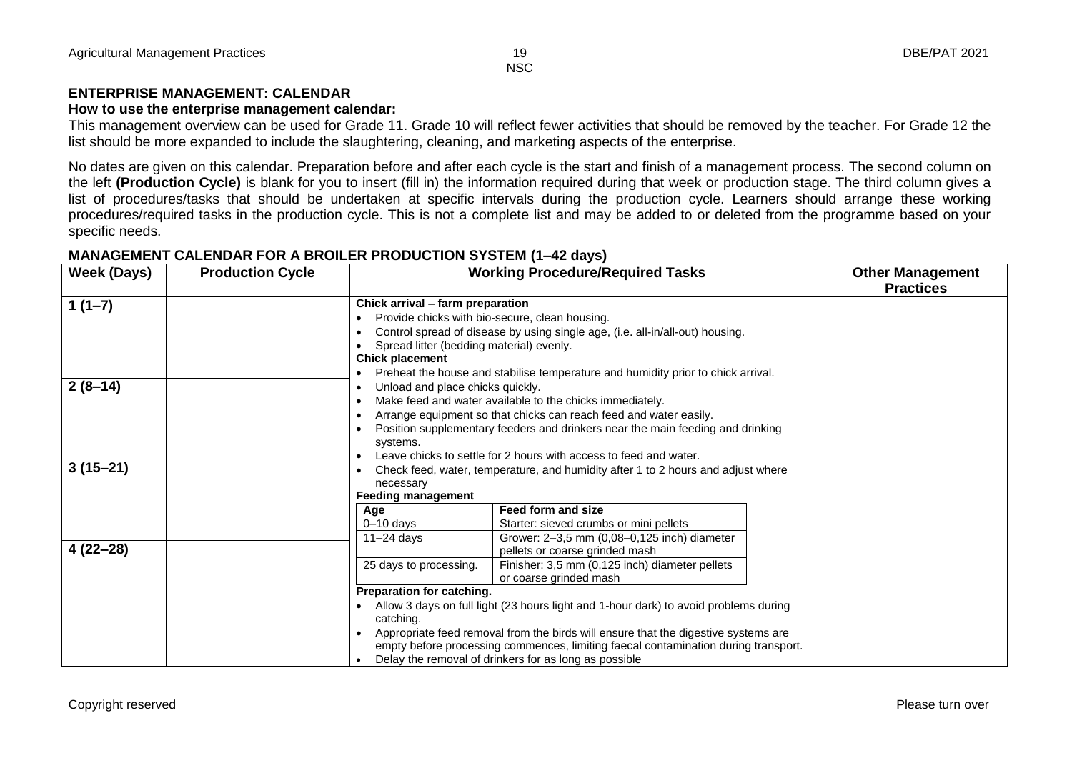## ENTERPRISE MANAGEMENT: CALENDAR

**How to use the enterprise management calendar:**

This management overview can be used for Grade 11. Grade 10 will reflect fewer activities that should be removed by the teacher. For Grade 12 the list should be more expanded to include the slaughtering, cleaning, and marketing aspects of the enterprise.

No dates are given on this calendar. Preparation before and after each cycle is the start and finish of a management process. The second column on the left **(Production Cycle)** is blank for you to insert (fill in) the information required during that week or production stage. The third column gives a list of procedures/tasks that should be undertaken at specific intervals during the production cycle. Learners should arrange these working procedures/required tasks in the production cycle. This is not a complete list and may be added to or deleted from the programme based on your specific needs.

### MANAGEMENT CALENDAR FOR A BROILER PRODUCTION SYSTEM (1–42 days)

| Week (Days) | Production Cycle | Working Procedure/Required Tasks | Other Management Practices |
|---|---|---|---|
| 1 (1–7) | | **Chick arrival – farm preparation**<br>• Provide chicks with bio-secure, clean housing.<br>• Control spread of disease by using single age, (i.e. all-in/all-out) housing.<br>• Spread litter (bedding material) evenly.<br>**Chick placement**<br>• Preheat the house and stabilise temperature and humidity prior to chick arrival. | |
| 2 (8–14) | | • Unload and place chicks quickly.<br>• Make feed and water available to the chicks immediately.<br>• Arrange equipment so that chicks can reach feed and water easily.<br>• Position supplementary feeders and drinkers near the main feeding and drinking systems.<br>• Leave chicks to settle for 2 hours with access to feed and water. | |
| 3 (15–21) | | • Check feed, water, temperature, and humidity after 1 to 2 hours and adjust where necessary<br>**Feeding management**<br>**Age** – **Feed form and size**<br>0–10 days – Starter: sieved crumbs or mini pellets<br>11–24 days – Grower: 2–3,5 mm (0,08–0,125 inch) diameter pellets or coarse grinded mash | |
| 4 (22–28) | | 25 days to processing. – Finisher: 3,5 mm (0,125 inch) diameter pellets or coarse grinded mash<br>**Preparation for catching.**<br>• Allow 3 days on full light (23 hours light and 1-hour dark) to avoid problems during catching.<br>• Appropriate feed removal from the birds will ensure that the digestive systems are empty before processing commences, limiting faecal contamination during transport.<br>• Delay the removal of drinkers for as long as possible | |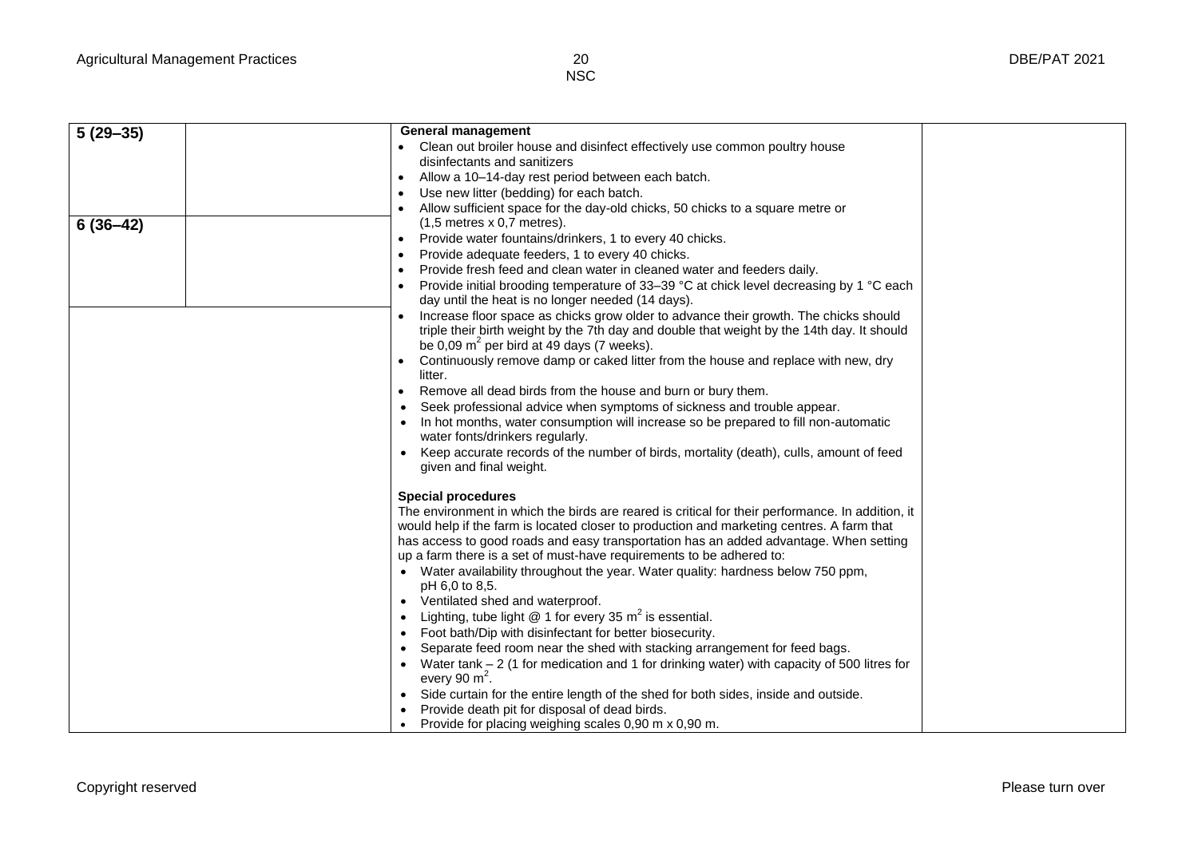| | | | |
|---|---|---|---|
| 5 (29–35) | | **General management**<br>• Clean out broiler house and disinfect effectively use common poultry house disinfectants and sanitizers<br>• Allow a 10–14-day rest period between each batch.<br>• Use new litter (bedding) for each batch.<br>• Allow sufficient space for the day-old chicks, 50 chicks to a square metre or (1,5 metres x 0,7 metres).<br>• Provide water fountains/drinkers, 1 to every 40 chicks.<br>• Provide adequate feeders, 1 to every 40 chicks.<br>• Provide fresh feed and clean water in cleaned water and feeders daily.<br>• Provide initial brooding temperature of 33–39 °C at chick level decreasing by 1 °C each day until the heat is no longer needed (14 days).<br>• Increase floor space as chicks grow older to advance their growth. The chicks should triple their birth weight by the 7th day and double that weight by the 14th day. It should be 0,09 $m^2$ per bird at 49 days (7 weeks).<br>• Continuously remove damp or caked litter from the house and replace with new, dry litter.<br>• Remove all dead birds from the house and burn or bury them.<br>• Seek professional advice when symptoms of sickness and trouble appear.<br>• In hot months, water consumption will increase so be prepared to fill non-automatic water fonts/drinkers regularly.<br>• Keep accurate records of the number of birds, mortality (death), culls, amount of feed given and final weight.<br><br>**Special procedures**<br>The environment in which the birds are reared is critical for their performance. In addition, it would help if the farm is located closer to production and marketing centres. A farm that has access to good roads and easy transportation has an added advantage. When setting up a farm there is a set of must-have requirements to be adhered to:<br>• Water availability throughout the year. Water quality: hardness below 750 ppm, pH 6,0 to 8,5.<br>• Ventilated shed and waterproof.<br>• Lighting, tube light @ 1 for every 35 $m^2$ is essential.<br>• Foot bath/Dip with disinfectant for better biosecurity.<br>• Separate feed room near the shed with stacking arrangement for feed bags.<br>• Water tank – 2 (1 for medication and 1 for drinking water) with capacity of 500 litres for every 90 $m^2$.<br>• Side curtain for the entire length of the shed for both sides, inside and outside.<br>• Provide death pit for disposal of dead birds.<br>• Provide for placing weighing scales 0,90 m x 0,90 m. | |
| 6 (36–42) | | | |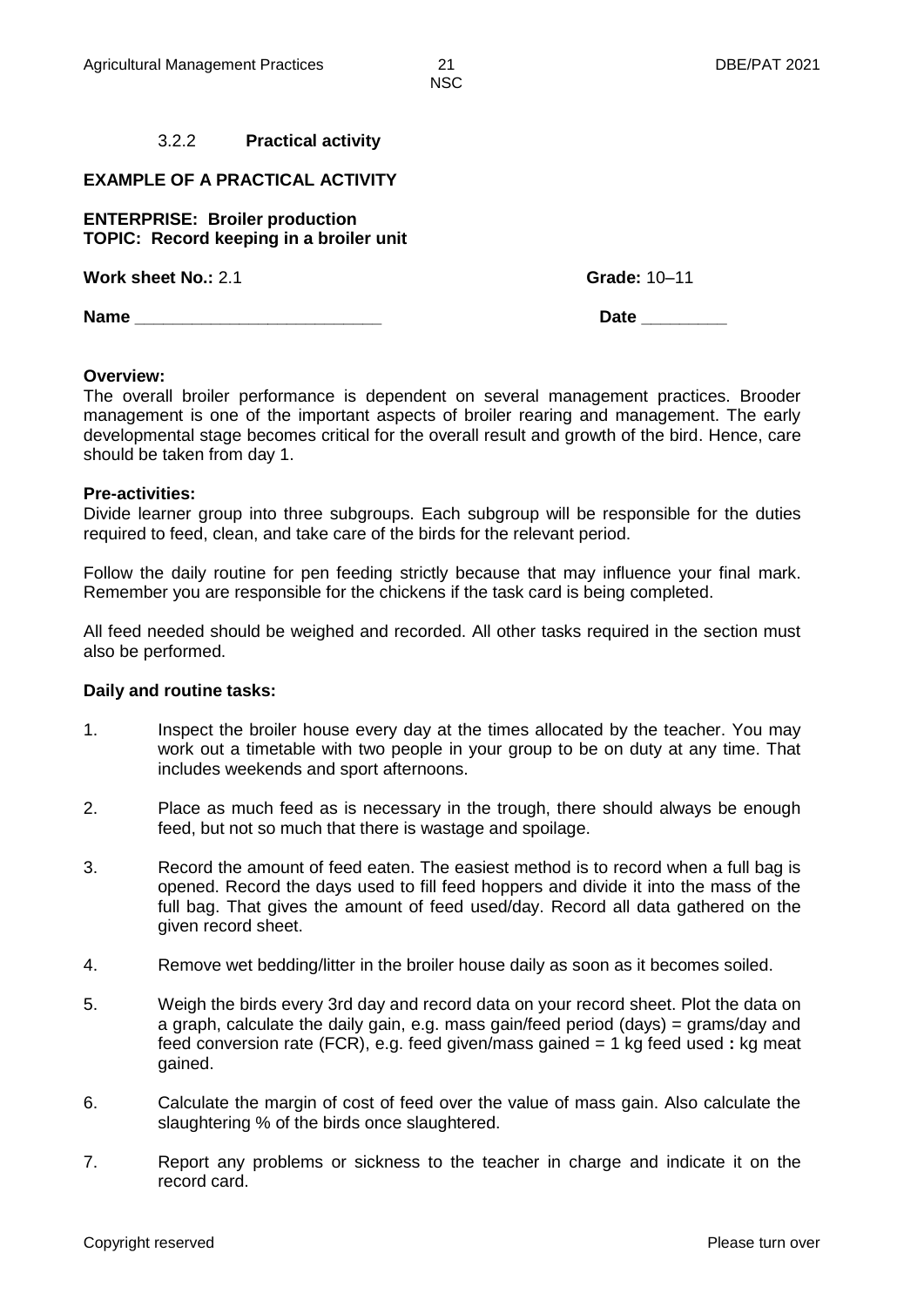### 3.2.2 **Practical activity**

**EXAMPLE OF A PRACTICAL ACTIVITY**

**ENTERPRISE: Broiler production**
**TOPIC: Record keeping in a broiler unit**

**Work sheet No.:** 2.1 **Grade:** 10–11

**Name** __________________________ **Date** _________

**Overview:**
The overall broiler performance is dependent on several management practices. Brooder management is one of the important aspects of broiler rearing and management. The early developmental stage becomes critical for the overall result and growth of the bird. Hence, care should be taken from day 1.

**Pre-activities:**
Divide learner group into three subgroups. Each subgroup will be responsible for the duties required to feed, clean, and take care of the birds for the relevant period.

Follow the daily routine for pen feeding strictly because that may influence your final mark. Remember you are responsible for the chickens if the task card is being completed.

All feed needed should be weighed and recorded. All other tasks required in the section must also be performed.

**Daily and routine tasks:**

1. Inspect the broiler house every day at the times allocated by the teacher. You may work out a timetable with two people in your group to be on duty at any time. That includes weekends and sport afternoons.

2. Place as much feed as is necessary in the trough, there should always be enough feed, but not so much that there is wastage and spoilage.

3. Record the amount of feed eaten. The easiest method is to record when a full bag is opened. Record the days used to fill feed hoppers and divide it into the mass of the full bag. That gives the amount of feed used/day. Record all data gathered on the given record sheet.

4. Remove wet bedding/litter in the broiler house daily as soon as it becomes soiled.

5. Weigh the birds every 3rd day and record data on your record sheet. Plot the data on a graph, calculate the daily gain, e.g. mass gain/feed period (days) = grams/day and feed conversion rate (FCR), e.g. feed given/mass gained = 1 kg feed used **:** kg meat gained.

6. Calculate the margin of cost of feed over the value of mass gain. Also calculate the slaughtering % of the birds once slaughtered.

7. Report any problems or sickness to the teacher in charge and indicate it on the record card.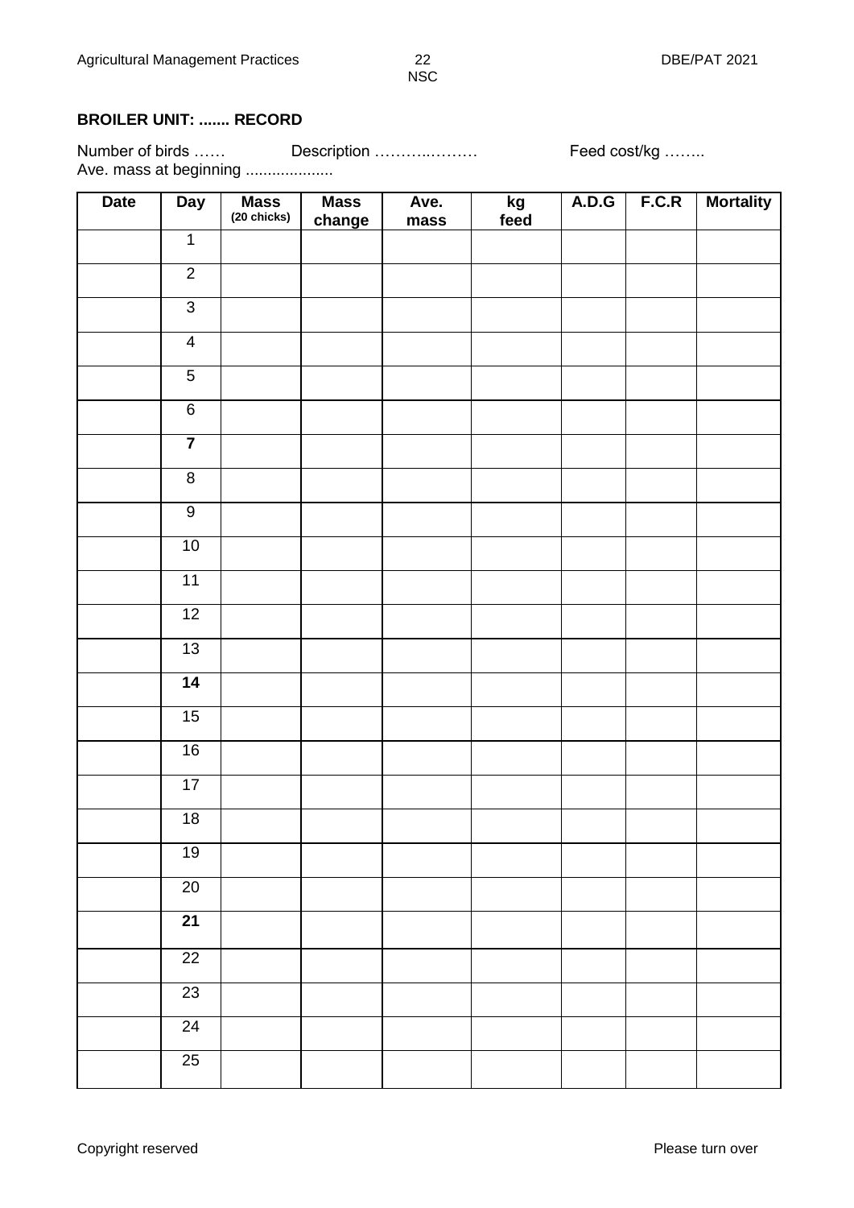**BROILER UNIT: ....... RECORD**

Number of birds …… Description ………..……… Feed cost/kg ……..

Ave. mass at beginning ...................

| Date | Day | Mass (20 chicks) | Mass change | Ave. mass | kg feed | A.D.G | F.C.R | Mortality |
|---|---|---|---|---|---|---|---|---|
| | 1 | | | | | | | |
| | 2 | | | | | | | |
| | 3 | | | | | | | |
| | 4 | | | | | | | |
| | 5 | | | | | | | |
| | 6 | | | | | | | |
| | **7** | | | | | | | |
| | 8 | | | | | | | |
| | 9 | | | | | | | |
| | 10 | | | | | | | |
| | 11 | | | | | | | |
| | 12 | | | | | | | |
| | 13 | | | | | | | |
| | **14** | | | | | | | |
| | 15 | | | | | | | |
| | 16 | | | | | | | |
| | 17 | | | | | | | |
| | 18 | | | | | | | |
| | 19 | | | | | | | |
| | 20 | | | | | | | |
| | **21** | | | | | | | |
| | 22 | | | | | | | |
| | 23 | | | | | | | |
| | 24 | | | | | | | |
| | 25 | | | | | | | |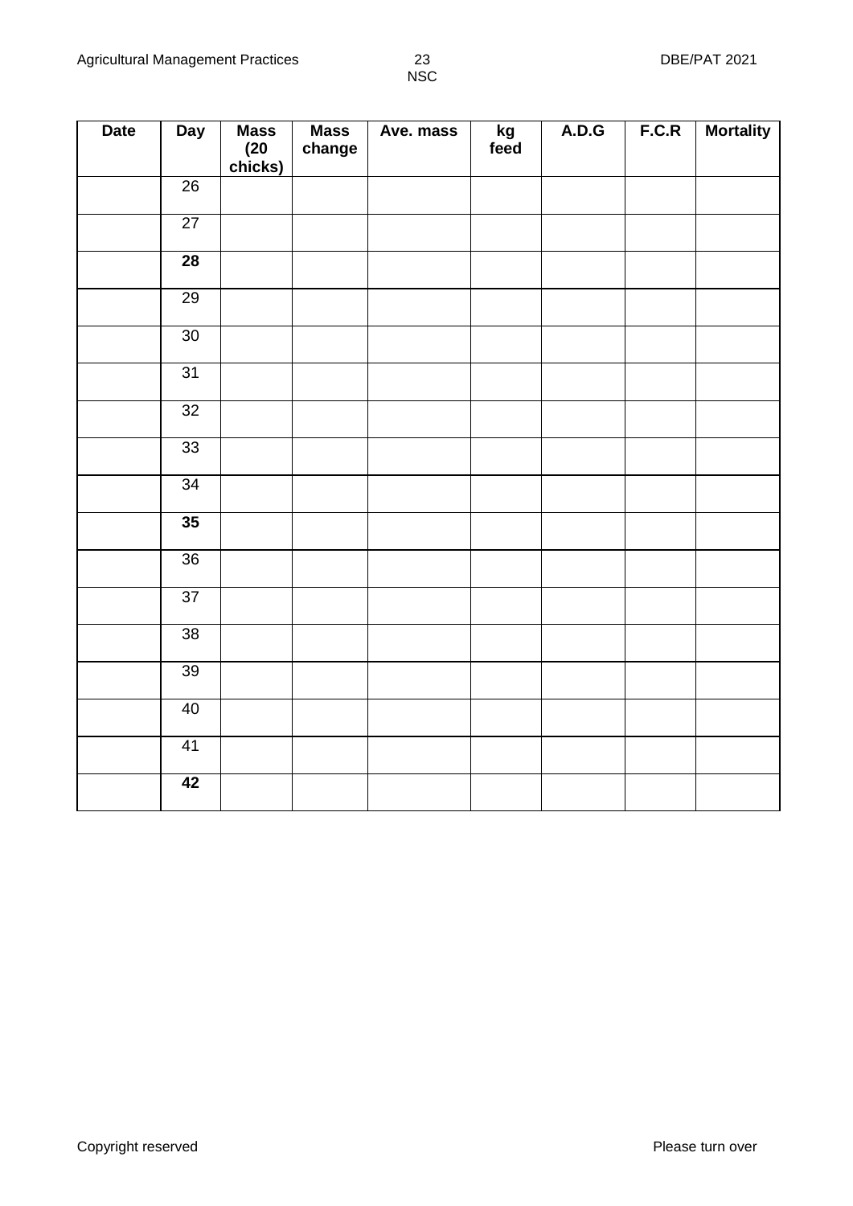| Date | Day | Mass (20 chicks) | Mass change | Ave. mass | kg feed | A.D.G | F.C.R | Mortality |
|---|---|---|---|---|---|---|---|---|
| | 26 | | | | | | | |
| | 27 | | | | | | | |
| | **28** | | | | | | | |
| | 29 | | | | | | | |
| | 30 | | | | | | | |
| | 31 | | | | | | | |
| | 32 | | | | | | | |
| | 33 | | | | | | | |
| | 34 | | | | | | | |
| | **35** | | | | | | | |
| | 36 | | | | | | | |
| | 37 | | | | | | | |
| | 38 | | | | | | | |
| | 39 | | | | | | | |
| | 40 | | | | | | | |
| | 41 | | | | | | | |
| | **42** | | | | | | | |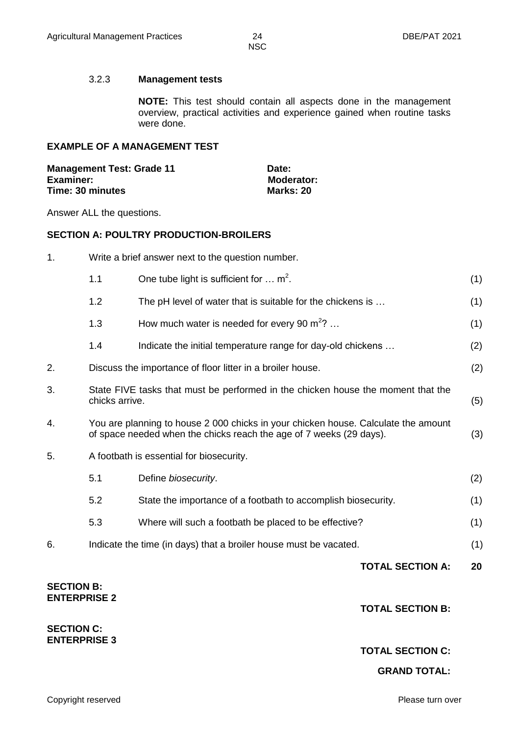### 3.2.3 **Management tests**

**NOTE:** This test should contain all aspects done in the management overview, practical activities and experience gained when routine tasks were done.

**EXAMPLE OF A MANAGEMENT TEST**

| **Management Test: Grade 11** | **Date:** |
|---|---|
| **Examiner:** | **Moderator:** |
| **Time: 30 minutes** | **Marks: 20** |

Answer ALL the questions.

**SECTION A: POULTRY PRODUCTION-BROILERS**

1. Write a brief answer next to the question number.

   1.1 One tube light is sufficient for … $m^2$. (1)

   1.2 The pH level of water that is suitable for the chickens is … (1)

   1.3 How much water is needed for every 90 $m^2$? … (1)

   1.4 Indicate the initial temperature range for day-old chickens … (2)

2. Discuss the importance of floor litter in a broiler house. (2)

3. State FIVE tasks that must be performed in the chicken house the moment that the chicks arrive. (5)

4. You are planning to house 2 000 chicks in your chicken house. Calculate the amount of space needed when the chicks reach the age of 7 weeks (29 days). (3)

5. A footbath is essential for biosecurity.

   5.1 Define *biosecurity*. (2)

   5.2 State the importance of a footbath to accomplish biosecurity. (1)

   5.3 Where will such a footbath be placed to be effective? (1)

6. Indicate the time (in days) that a broiler house must be vacated. (1)

**TOTAL SECTION A: 20**

**SECTION B:**
**ENTERPRISE 2**

**TOTAL SECTION B:**

**SECTION C:**
**ENTERPRISE 3**

**TOTAL SECTION C:**

**GRAND TOTAL:**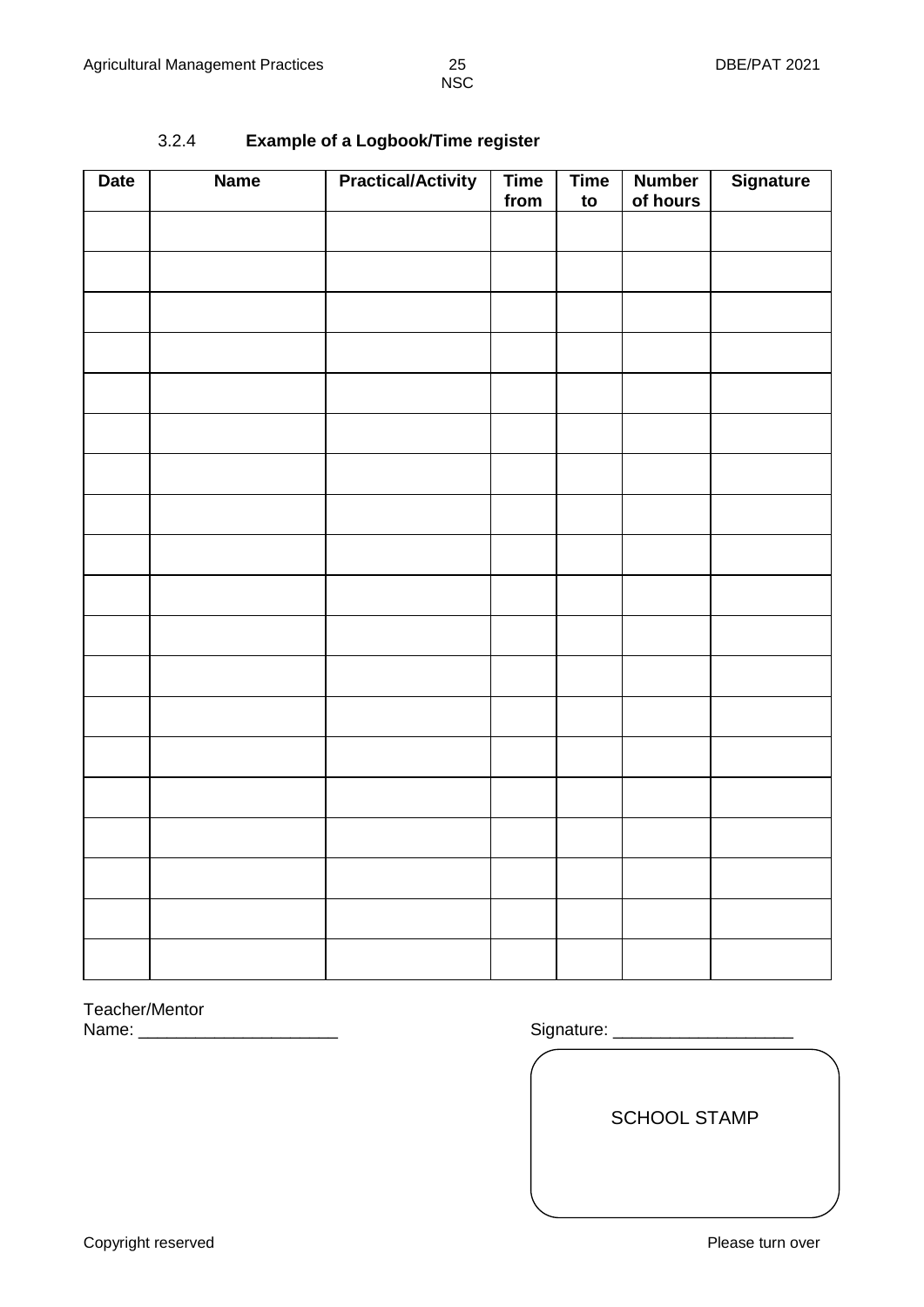### 3.2.4 **Example of a Logbook/Time register**

| Date | Name | Practical/Activity | Time from | Time to | Number of hours | Signature |
|---|---|---|---|---|---|---|
| | | | | | | |
| | | | | | | |
| | | | | | | |
| | | | | | | |
| | | | | | | |
| | | | | | | |
| | | | | | | |
| | | | | | | |
| | | | | | | |
| | | | | | | |
| | | | | | | |
| | | | | | | |
| | | | | | | |
| | | | | | | |
| | | | | | | |
| | | | | | | |
| | | | | | | |
| | | | | | | |
| | | | | | | |

Teacher/Mentor
Name: _____________________

Signature: ___________________

SCHOOL STAMP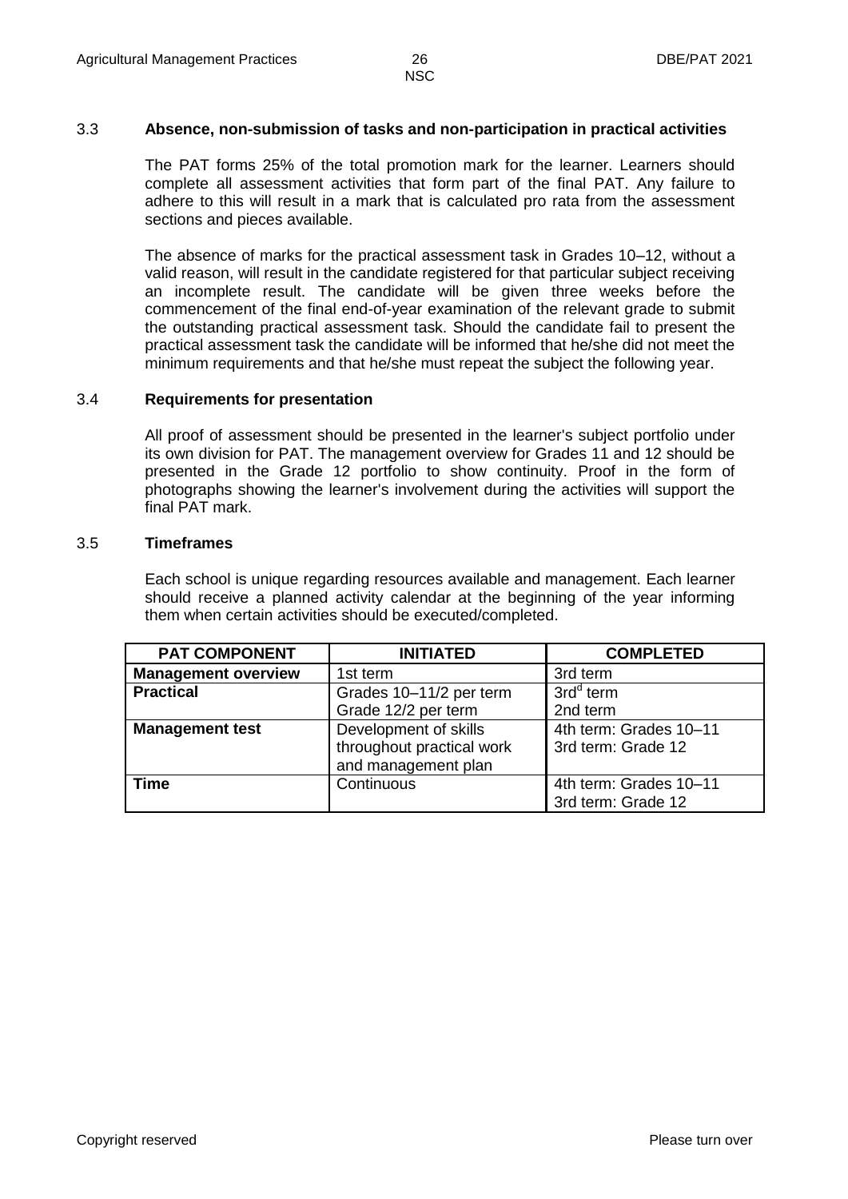### 3.3 Absence, non-submission of tasks and non-participation in practical activities

The PAT forms 25% of the total promotion mark for the learner. Learners should complete all assessment activities that form part of the final PAT. Any failure to adhere to this will result in a mark that is calculated pro rata from the assessment sections and pieces available.

The absence of marks for the practical assessment task in Grades 10–12, without a valid reason, will result in the candidate registered for that particular subject receiving an incomplete result. The candidate will be given three weeks before the commencement of the final end-of-year examination of the relevant grade to submit the outstanding practical assessment task. Should the candidate fail to present the practical assessment task the candidate will be informed that he/she did not meet the minimum requirements and that he/she must repeat the subject the following year.

### 3.4 Requirements for presentation

All proof of assessment should be presented in the learner's subject portfolio under its own division for PAT. The management overview for Grades 11 and 12 should be presented in the Grade 12 portfolio to show continuity. Proof in the form of photographs showing the learner's involvement during the activities will support the final PAT mark.

### 3.5 Timeframes

Each school is unique regarding resources available and management. Each learner should receive a planned activity calendar at the beginning of the year informing them when certain activities should be executed/completed.

| PAT COMPONENT | INITIATED | COMPLETED |
|---|---|---|
| **Management overview** | 1st term | 3rd term |
| **Practical** | Grades 10–11/2 per term<br>Grade 12/2 per term | 3rd[d] term<br>2nd term |
| **Management test** | Development of skills throughout practical work and management plan | 4th term: Grades 10–11<br>3rd term: Grade 12 |
| **Time** | Continuous | 4th term: Grades 10–11<br>3rd term: Grade 12 |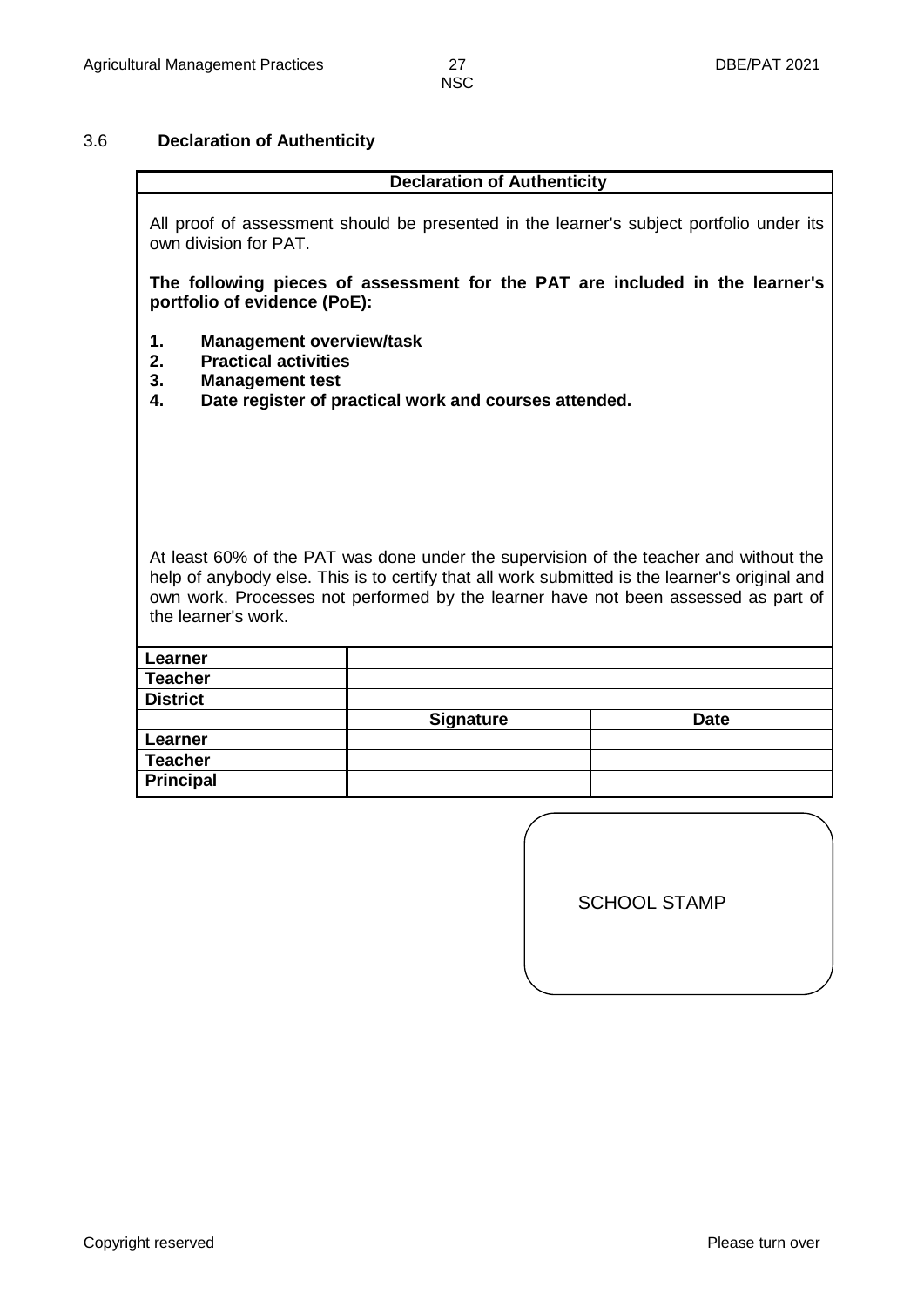## 3.6 Declaration of Authenticity

**Declaration of Authenticity**

All proof of assessment should be presented in the learner's subject portfolio under its own division for PAT.

**The following pieces of assessment for the PAT are included in the learner's portfolio of evidence (PoE):**

1. **Management overview/task**
2. **Practical activities**
3. **Management test**
4. **Date register of practical work and courses attended.**

At least 60% of the PAT was done under the supervision of the teacher and without the help of anybody else. This is to certify that all work submitted is the learner's original and own work. Processes not performed by the learner have not been assessed as part of the learner's work.

| | | |
|---|---|---|
| **Learner** | | |
| **Teacher** | | |
| **District** | | |
| | **Signature** | **Date** |
| **Learner** | | |
| **Teacher** | | |
| **Principal** | | |

SCHOOL STAMP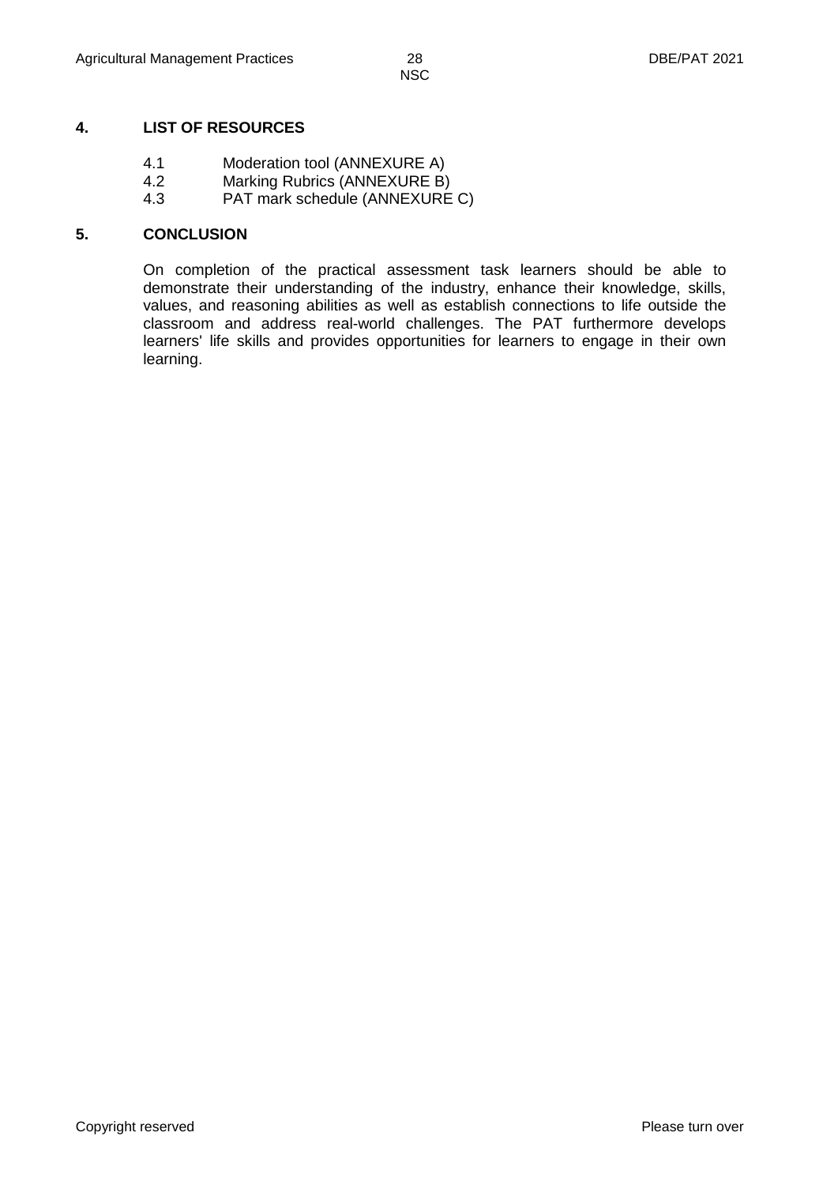## 4. LIST OF RESOURCES

4.1 Moderation tool (ANNEXURE A)
4.2 Marking Rubrics (ANNEXURE B)
4.3 PAT mark schedule (ANNEXURE C)

## 5. CONCLUSION

On completion of the practical assessment task learners should be able to demonstrate their understanding of the industry, enhance their knowledge, skills, values, and reasoning abilities as well as establish connections to life outside the classroom and address real-world challenges. The PAT furthermore develops learners' life skills and provides opportunities for learners to engage in their own learning.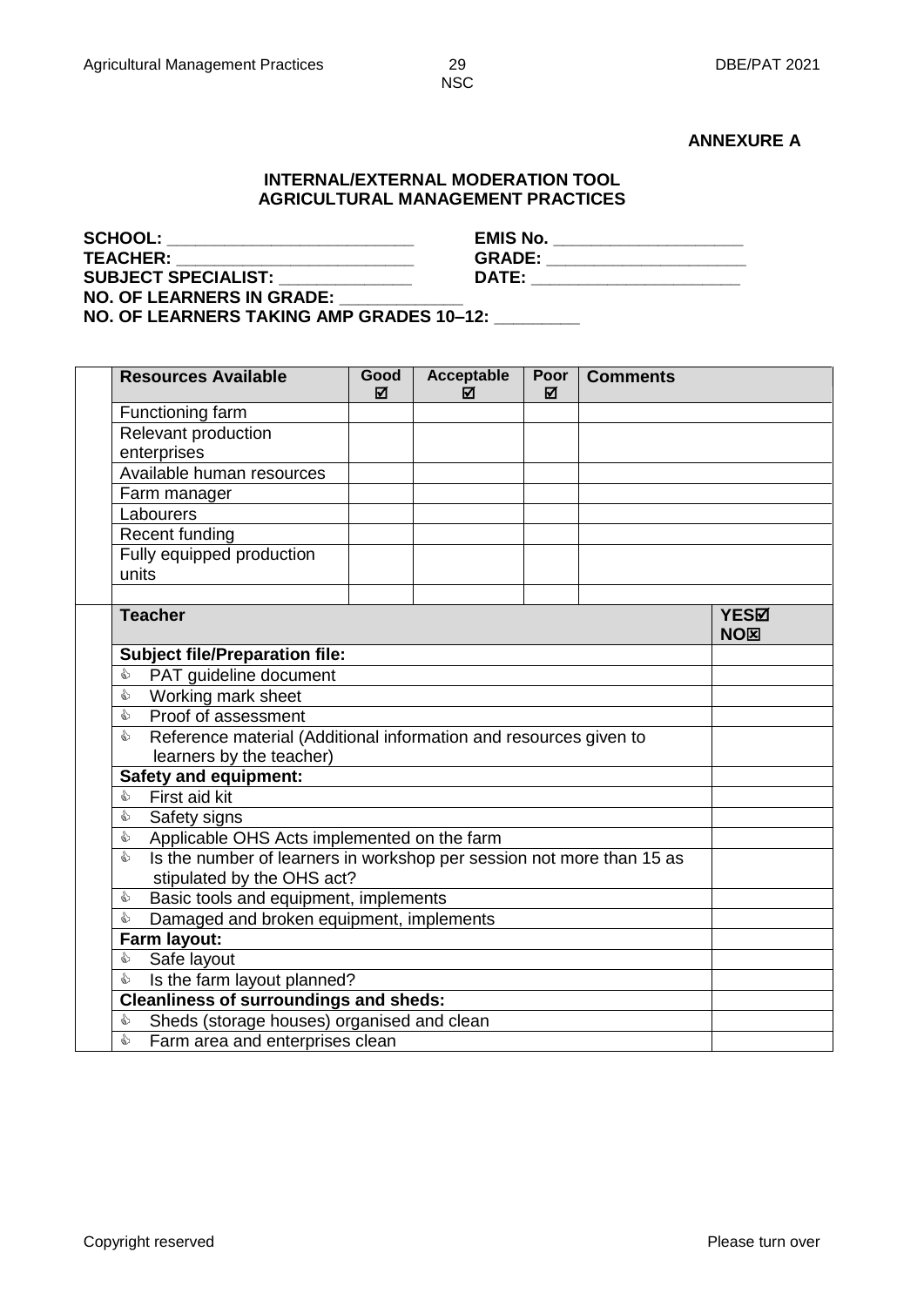**ANNEXURE A**

**INTERNAL/EXTERNAL MODERATION TOOL**
**AGRICULTURAL MANAGEMENT PRACTICES**

**SCHOOL:** __________________________ **EMIS No.** ___________________
**TEACHER:** ________________________ **GRADE:** ____________________
**SUBJECT SPECIALIST:** ______________ **DATE:** _____________________
**NO. OF LEARNERS IN GRADE:** _____________
**NO. OF LEARNERS TAKING AMP GRADES 10–12:** _________

| **Resources Available** | **Good ☑** | **Acceptable ☑** | **Poor ☑** | **Comments** |
|---|---|---|---|---|
| Functioning farm | | | | |
| Relevant production enterprises | | | | |
| Available human resources | | | | |
| Farm manager | | | | |
| Labourers | | | | |
| Recent funding | | | | |
| Fully equipped production units | | | | |
| | | | | |

| **Teacher** | **YES☑ NO☒** |
|---|---|
| **Subject file/Preparation file:** | |
| ♦ PAT guideline document | |
| ♦ Working mark sheet | |
| ♦ Proof of assessment | |
| ♦ Reference material (Additional information and resources given to learners by the teacher) | |
| **Safety and equipment:** | |
| ♦ First aid kit | |
| ♦ Safety signs | |
| ♦ Applicable OHS Acts implemented on the farm | |
| ♦ Is the number of learners in workshop per session not more than 15 as stipulated by the OHS act? | |
| ♦ Basic tools and equipment, implements | |
| ♦ Damaged and broken equipment, implements | |
| **Farm layout:** | |
| ♦ Safe layout | |
| ♦ Is the farm layout planned? | |
| **Cleanliness of surroundings and sheds:** | |
| ♦ Sheds (storage houses) organised and clean | |
| ♦ Farm area and enterprises clean | |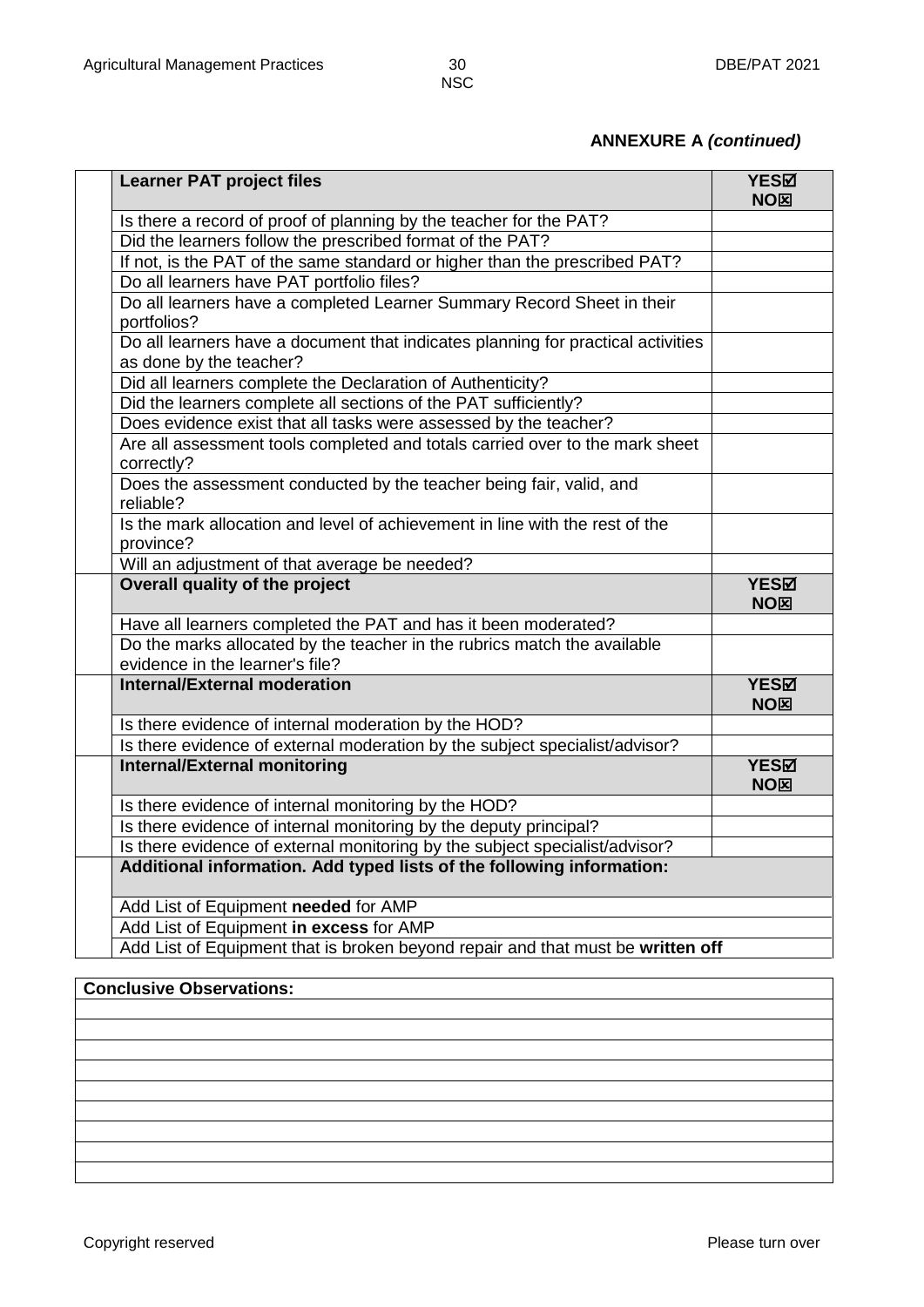**ANNEXURE A *(continued)***

| | **Learner PAT project files** | **YES☑ NO☒** |
|---|---|---|
| | Is there a record of proof of planning by the teacher for the PAT? | |
| | Did the learners follow the prescribed format of the PAT? | |
| | If not, is the PAT of the same standard or higher than the prescribed PAT? | |
| | Do all learners have PAT portfolio files? | |
| | Do all learners have a completed Learner Summary Record Sheet in their portfolios? | |
| | Do all learners have a document that indicates planning for practical activities as done by the teacher? | |
| | Did all learners complete the Declaration of Authenticity? | |
| | Did the learners complete all sections of the PAT sufficiently? | |
| | Does evidence exist that all tasks were assessed by the teacher? | |
| | Are all assessment tools completed and totals carried over to the mark sheet correctly? | |
| | Does the assessment conducted by the teacher being fair, valid, and reliable? | |
| | Is the mark allocation and level of achievement in line with the rest of the province? | |
| | Will an adjustment of that average be needed? | |
| | **Overall quality of the project** | **YES☑ NO☒** |
| | Have all learners completed the PAT and has it been moderated? | |
| | Do the marks allocated by the teacher in the rubrics match the available evidence in the learner's file? | |
| | **Internal/External moderation** | **YES☑ NO☒** |
| | Is there evidence of internal moderation by the HOD? | |
| | Is there evidence of external moderation by the subject specialist/advisor? | |
| | **Internal/External monitoring** | **YES☑ NO☒** |
| | Is there evidence of internal monitoring by the HOD? | |
| | Is there evidence of internal monitoring by the deputy principal? | |
| | Is there evidence of external monitoring by the subject specialist/advisor? | |
| | **Additional information. Add typed lists of the following information:** | |
| | Add List of Equipment **needed** for AMP | |
| | Add List of Equipment **in excess** for AMP | |
| | Add List of Equipment that is broken beyond repair and that must be **written off** | |

| **Conclusive Observations:** |
|---|
| |
| |
| |
| |
| |
| |
| |
| |
| |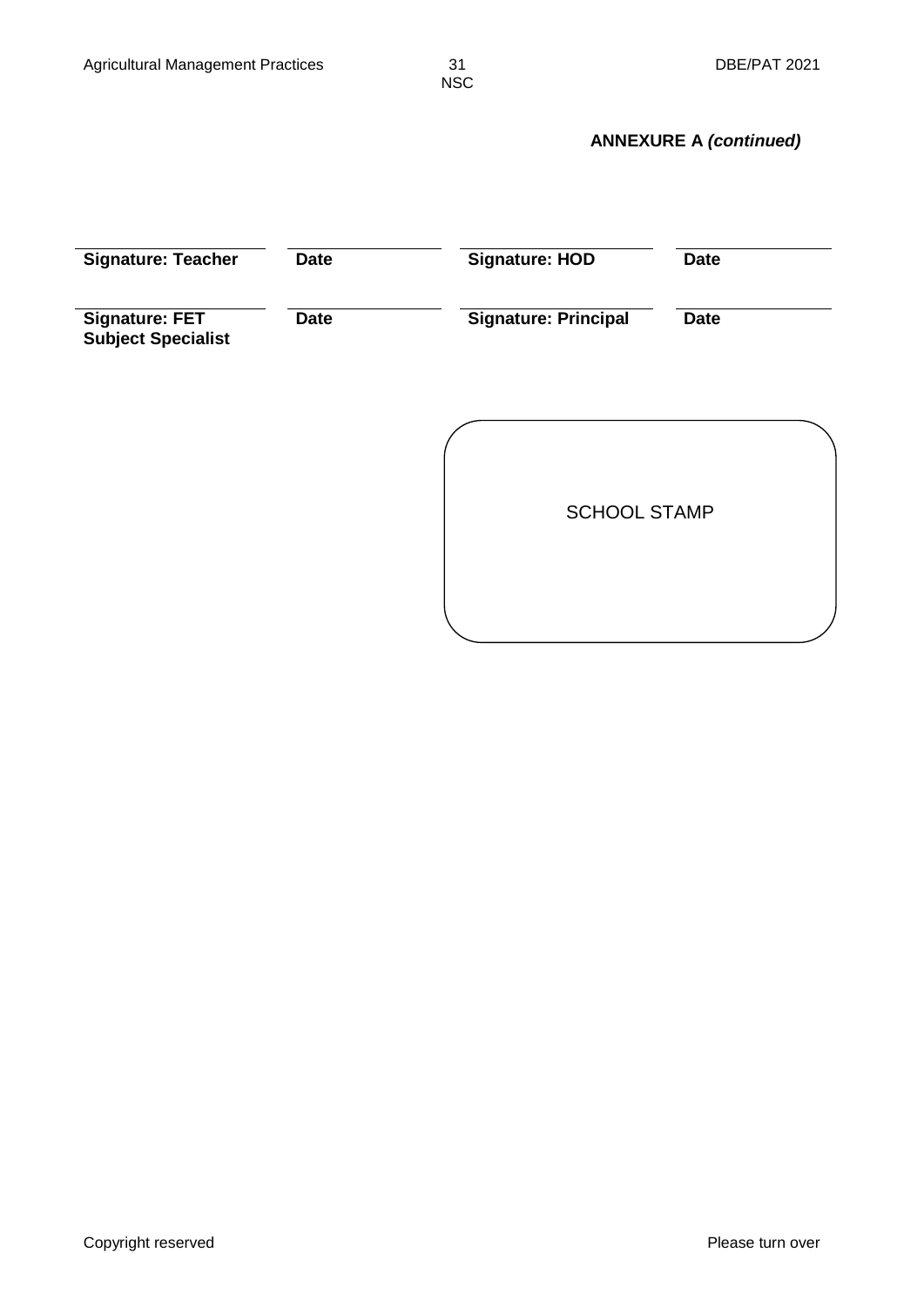**ANNEXURE A *(continued)***

| | | | |
|---|---|---|---|
| **Signature: Teacher** | **Date** | **Signature: HOD** | **Date** |
| **Signature: FET Subject Specialist** | **Date** | **Signature: Principal** | **Date** |

SCHOOL STAMP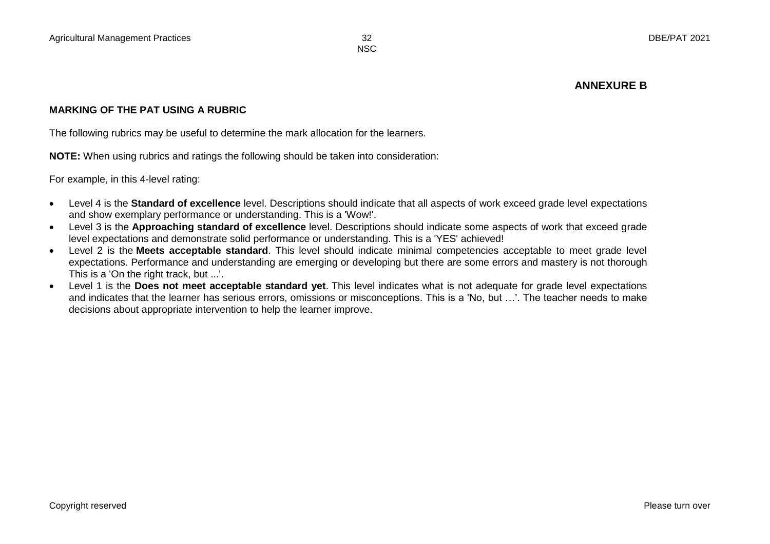## ANNEXURE B

**MARKING OF THE PAT USING A RUBRIC**

The following rubrics may be useful to determine the mark allocation for the learners.

**NOTE:** When using rubrics and ratings the following should be taken into consideration:

For example, in this 4-level rating:

- Level 4 is the **Standard of excellence** level. Descriptions should indicate that all aspects of work exceed grade level expectations and show exemplary performance or understanding. This is a 'Wow!'.
- Level 3 is the **Approaching standard of excellence** level. Descriptions should indicate some aspects of work that exceed grade level expectations and demonstrate solid performance or understanding. This is a 'YES' achieved!
- Level 2 is the **Meets acceptable standard**. This level should indicate minimal competencies acceptable to meet grade level expectations. Performance and understanding are emerging or developing but there are some errors and mastery is not thorough This is a 'On the right track, but ...'.
- Level 1 is the **Does not meet acceptable standard yet**. This level indicates what is not adequate for grade level expectations and indicates that the learner has serious errors, omissions or misconceptions. This is a 'No, but …'. The teacher needs to make decisions about appropriate intervention to help the learner improve.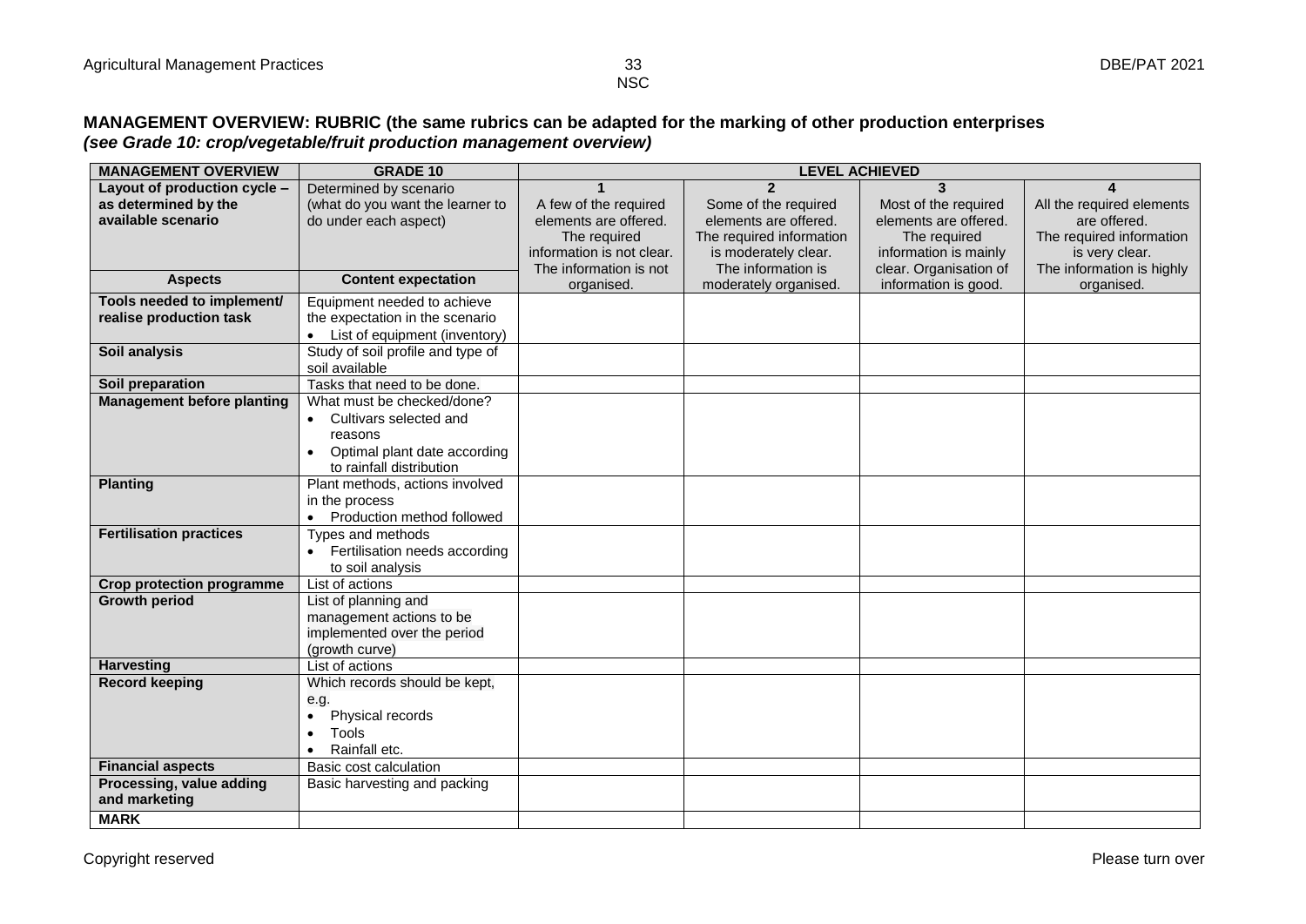**MANAGEMENT OVERVIEW: RUBRIC (the same rubrics can be adapted for the marking of other production enterprises** ***(see Grade 10: crop/vegetable/fruit production management overview)***

| MANAGEMENT OVERVIEW | GRADE 10 | LEVEL ACHIEVED | | | |
|---|---|---|---|---|---|
| **Layout of production cycle – as determined by the available scenario** | Determined by scenario (what do you want the learner to do under each aspect) | **1**<br>A few of the required elements are offered. The required information is not clear. The information is not organised. | **2**<br>Some of the required elements are offered. The required information is moderately clear. The information is moderately organised. | **3**<br>Most of the required elements are offered. The required information is mainly clear. Organisation of information is good. | **4**<br>All the required elements are offered. The required information is very clear. The information is highly organised. |
| **Aspects** | **Content expectation** | | | | |
| **Tools needed to implement/ realise production task** | Equipment needed to achieve the expectation in the scenario<br>• List of equipment (inventory) | | | | |
| **Soil analysis** | Study of soil profile and type of soil available | | | | |
| **Soil preparation** | Tasks that need to be done. | | | | |
| **Management before planting** | What must be checked/done?<br>• Cultivars selected and reasons<br>• Optimal plant date according to rainfall distribution | | | | |
| **Planting** | Plant methods, actions involved in the process<br>• Production method followed | | | | |
| **Fertilisation practices** | Types and methods<br>• Fertilisation needs according to soil analysis | | | | |
| **Crop protection programme** | List of actions | | | | |
| **Growth period** | List of planning and management actions to be implemented over the period (growth curve) | | | | |
| **Harvesting** | List of actions | | | | |
| **Record keeping** | Which records should be kept, e.g.<br>• Physical records<br>• Tools<br>• Rainfall etc. | | | | |
| **Financial aspects** | Basic cost calculation | | | | |
| **Processing, value adding and marketing** | Basic harvesting and packing | | | | |
| **MARK** | | | | | |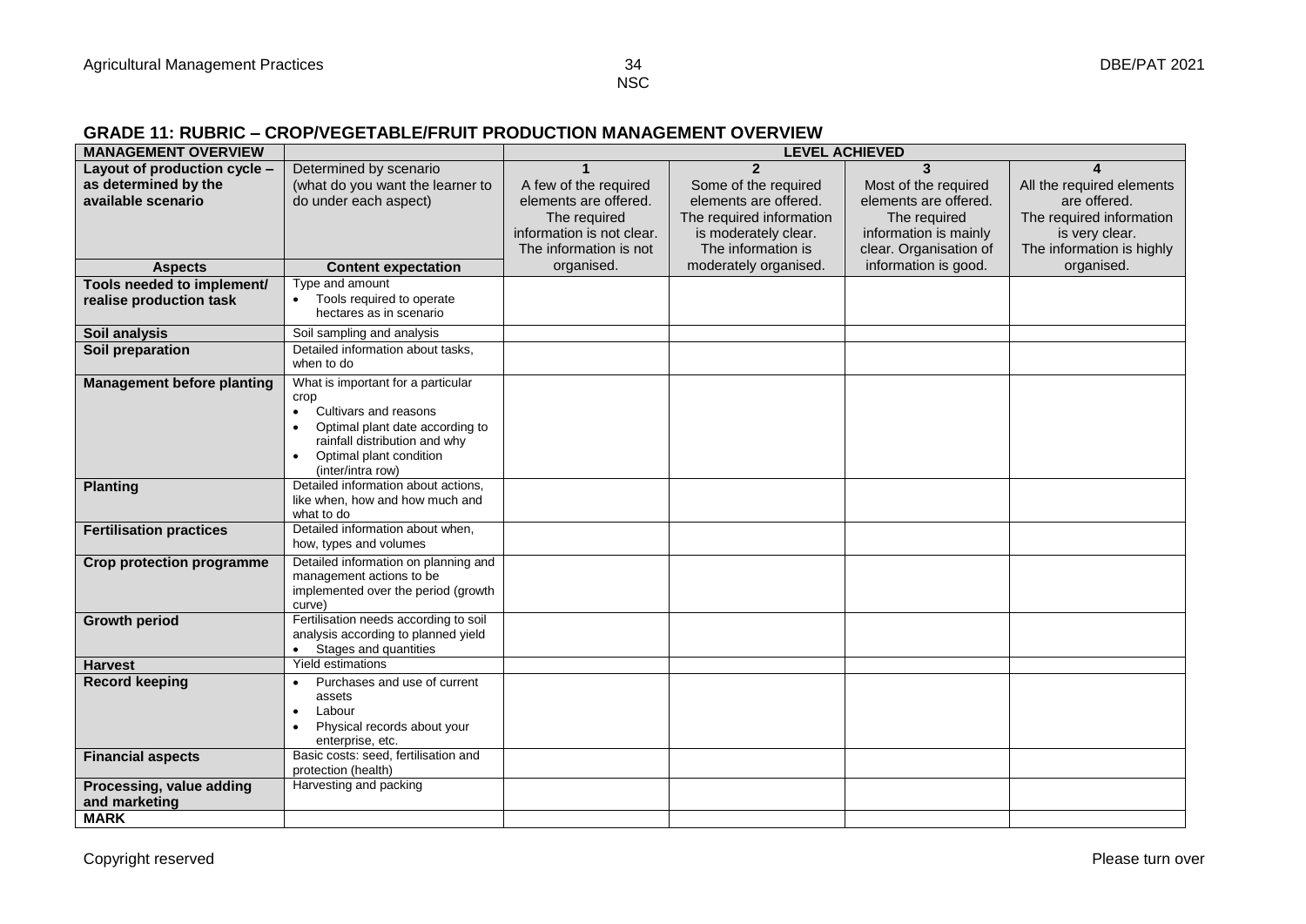## GRADE 11: RUBRIC – CROP/VEGETABLE/FRUIT PRODUCTION MANAGEMENT OVERVIEW

| MANAGEMENT OVERVIEW | | LEVEL ACHIEVED | | | |
|---|---|---|---|---|---|
| **Layout of production cycle – as determined by the available scenario** | Determined by scenario (what do you want the learner to do under each aspect) | **1**<br>A few of the required elements are offered. The required information is not clear. The information is not organised. | **2**<br>Some of the required elements are offered. The required information is moderately clear. The information is moderately organised. | **3**<br>Most of the required elements are offered. The required information is mainly clear. Organisation of information is good. | **4**<br>All the required elements are offered. The required information is very clear. The information is highly organised. |
| **Aspects** | **Content expectation** | | | | |
| **Tools needed to implement/ realise production task** | Type and amount<br>• Tools required to operate hectares as in scenario | | | | |
| **Soil analysis** | Soil sampling and analysis | | | | |
| **Soil preparation** | Detailed information about tasks, when to do | | | | |
| **Management before planting** | What is important for a particular crop<br>• Cultivars and reasons<br>• Optimal plant date according to rainfall distribution and why<br>• Optimal plant condition (inter/intra row) | | | | |
| **Planting** | Detailed information about actions, like when, how and how much and what to do | | | | |
| **Fertilisation practices** | Detailed information about when, how, types and volumes | | | | |
| **Crop protection programme** | Detailed information on planning and management actions to be implemented over the period (growth curve) | | | | |
| **Growth period** | Fertilisation needs according to soil analysis according to planned yield<br>• Stages and quantities | | | | |
| **Harvest** | Yield estimations | | | | |
| **Record keeping** | • Purchases and use of current assets<br>• Labour<br>• Physical records about your enterprise, etc. | | | | |
| **Financial aspects** | Basic costs: seed, fertilisation and protection (health) | | | | |
| **Processing, value adding and marketing** | Harvesting and packing | | | | |
| **MARK** | | | | | |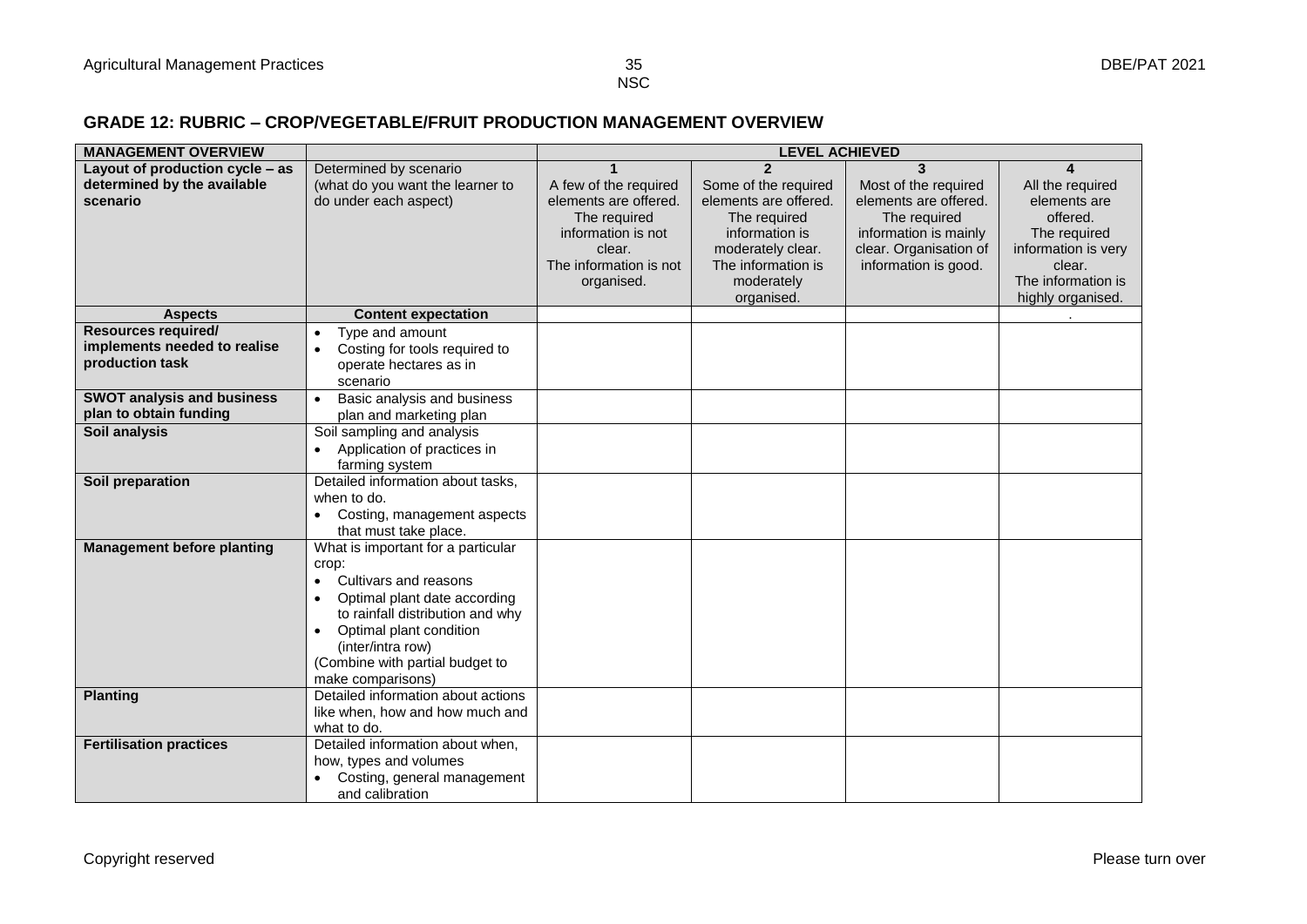## GRADE 12: RUBRIC – CROP/VEGETABLE/FRUIT PRODUCTION MANAGEMENT OVERVIEW

| MANAGEMENT OVERVIEW | | LEVEL ACHIEVED | | | |
|---|---|---|---|---|---|
| **Layout of production cycle – as determined by the available scenario** | Determined by scenario (what do you want the learner to do under each aspect) | **1**<br>A few of the required elements are offered. The required information is not clear. The information is not organised. | **2**<br>Some of the required elements are offered. The required information is moderately clear. The information is moderately organised. | **3**<br>Most of the required elements are offered. The required information is mainly clear. Organisation of information is good. | **4**<br>All the required elements are offered. The required information is very clear. The information is highly organised. |
| **Aspects** | **Content expectation** | | | | . |
| **Resources required/ implements needed to realise production task** | • Type and amount<br>• Costing for tools required to operate hectares as in scenario | | | | |
| **SWOT analysis and business plan to obtain funding** | • Basic analysis and business plan and marketing plan | | | | |
| **Soil analysis** | Soil sampling and analysis<br>• Application of practices in farming system | | | | |
| **Soil preparation** | Detailed information about tasks, when to do.<br>• Costing, management aspects that must take place. | | | | |
| **Management before planting** | What is important for a particular crop:<br>• Cultivars and reasons<br>• Optimal plant date according to rainfall distribution and why<br>• Optimal plant condition (inter/intra row)<br>(Combine with partial budget to make comparisons) | | | | |
| **Planting** | Detailed information about actions like when, how and how much and what to do. | | | | |
| **Fertilisation practices** | Detailed information about when, how, types and volumes<br>• Costing, general management and calibration | | | | |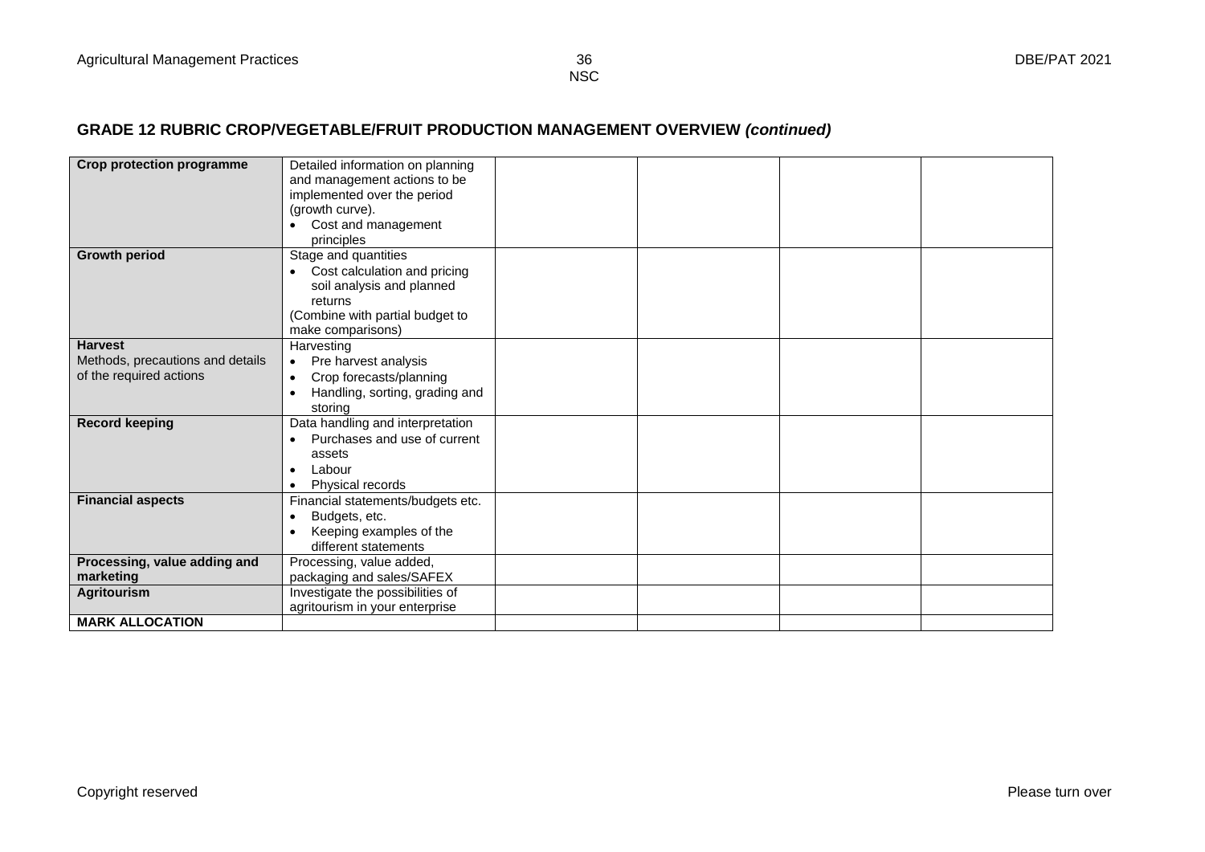## GRADE 12 RUBRIC CROP/VEGETABLE/FRUIT PRODUCTION MANAGEMENT OVERVIEW *(continued)*

| | | | | | |
|---|---|---|---|---|---|
| **Crop protection programme** | Detailed information on planning and management actions to be implemented over the period (growth curve).<br>• Cost and management principles | | | | |
| **Growth period** | Stage and quantities<br>• Cost calculation and pricing soil analysis and planned returns<br>(Combine with partial budget to make comparisons) | | | | |
| **Harvest**<br>Methods, precautions and details of the required actions | Harvesting<br>• Pre harvest analysis<br>• Crop forecasts/planning<br>• Handling, sorting, grading and storing | | | | |
| **Record keeping** | Data handling and interpretation<br>• Purchases and use of current assets<br>• Labour<br>• Physical records | | | | |
| **Financial aspects** | Financial statements/budgets etc.<br>• Budgets, etc.<br>• Keeping examples of the different statements | | | | |
| **Processing, value adding and marketing** | Processing, value added, packaging and sales/SAFEX | | | | |
| **Agritourism** | Investigate the possibilities of agritourism in your enterprise | | | | |
| **MARK ALLOCATION** | | | | | |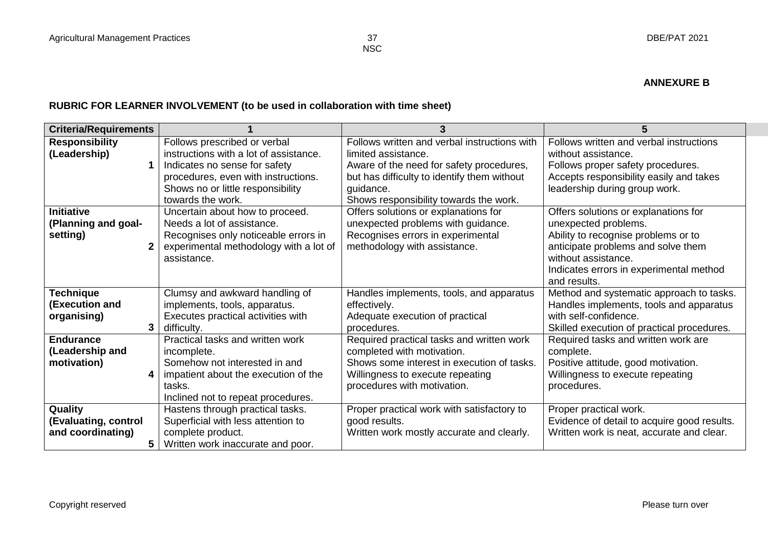**ANNEXURE B**

**RUBRIC FOR LEARNER INVOLVEMENT (to be used in collaboration with time sheet)**

| Criteria/Requirements | 1 | 3 | 5 |
|---|---|---|---|
| **Responsibility (Leadership)** 1 | Follows prescribed or verbal instructions with a lot of assistance. Indicates no sense for safety procedures, even with instructions. Shows no or little responsibility towards the work. | Follows written and verbal instructions with limited assistance. Aware of the need for safety procedures, but has difficulty to identify them without guidance. Shows responsibility towards the work. | Follows written and verbal instructions without assistance. Follows proper safety procedures. Accepts responsibility easily and takes leadership during group work. |
| **Initiative (Planning and goal-setting)** 2 | Uncertain about how to proceed. Needs a lot of assistance. Recognises only noticeable errors in experimental methodology with a lot of assistance. | Offers solutions or explanations for unexpected problems with guidance. Recognises errors in experimental methodology with assistance. | Offers solutions or explanations for unexpected problems. Ability to recognise problems or to anticipate problems and solve them without assistance. Indicates errors in experimental method and results. |
| **Technique (Execution and organising)** 3 | Clumsy and awkward handling of implements, tools, apparatus. Executes practical activities with difficulty. | Handles implements, tools, and apparatus effectively. Adequate execution of practical procedures. | Method and systematic approach to tasks. Handles implements, tools and apparatus with self-confidence. Skilled execution of practical procedures. |
| **Endurance (Leadership and motivation)** 4 | Practical tasks and written work incomplete. Somehow not interested in and impatient about the execution of the tasks. Inclined not to repeat procedures. | Required practical tasks and written work completed with motivation. Shows some interest in execution of tasks. Willingness to execute repeating procedures with motivation. | Required tasks and written work are complete. Positive attitude, good motivation. Willingness to execute repeating procedures. |
| **Quality (Evaluating, control and coordinating)** 5 | Hastens through practical tasks. Superficial with less attention to complete product. Written work inaccurate and poor. | Proper practical work with satisfactory to good results. Written work mostly accurate and clearly. | Proper practical work. Evidence of detail to acquire good results. Written work is neat, accurate and clear. |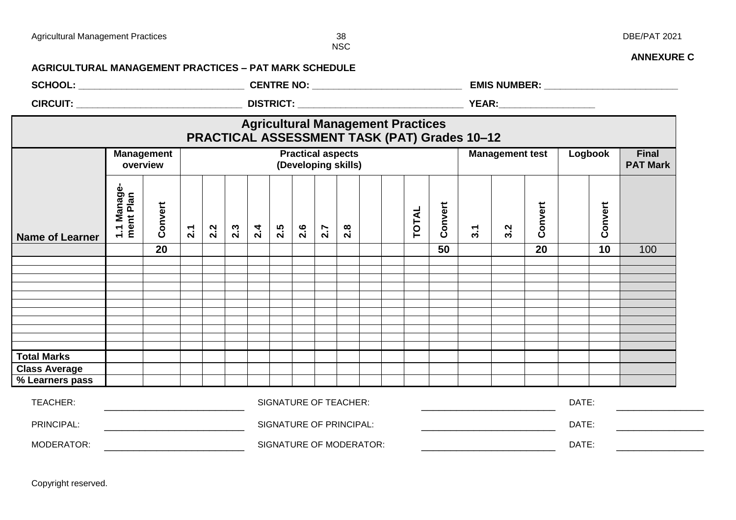**ANNEXURE C**

**AGRICULTURAL MANAGEMENT PRACTICES – PAT MARK SCHEDULE**

**SCHOOL:** ______________________________ **CENTRE NO:** ___________________________ **EMIS NUMBER:** ________________________

**CIRCUIT:** ______________________________ **DISTRICT:** ______________________________ **YEAR:** ________________

| Agricultural Management Practices PRACTICAL ASSESSMENT TASK (PAT) Grades 10–12 | | | | | | | | | | | | | | | | | | | | |
|---|---|---|---|---|---|---|---|---|---|---|---|---|---|---|---|---|---|---|---|---|
| | **Management overview** | | **Practical aspects (Developing skills)** | | | | | | | | | | | | **Management test** | | | **Logbook** | | **Final PAT Mark** |
| **Name of Learner** | **1.1 Management Plan** | **Convert** | **2.1** | **2.2** | **2.3** | **2.4** | **2.5** | **2.6** | **2.7** | **2.8** | | | **TOTAL** | **Convert** | **3.1** | **3.2** | **Convert** | | **Convert** | |
| | | **20** | | | | | | | | | | | | **50** | | | **20** | | **10** | 100 |
| | | | | | | | | | | | | | | | | | | | | |
| | | | | | | | | | | | | | | | | | | | | |
| | | | | | | | | | | | | | | | | | | | | |
| | | | | | | | | | | | | | | | | | | | | |
| | | | | | | | | | | | | | | | | | | | | |
| | | | | | | | | | | | | | | | | | | | | |
| | | | | | | | | | | | | | | | | | | | | |
| | | | | | | | | | | | | | | | | | | | | |
| | | | | | | | | | | | | | | | | | | | | |
| | | | | | | | | | | | | | | | | | | | | |
| **Total Marks** | | | | | | | | | | | | | | | | | | | | |
| **Class Average** | | | | | | | | | | | | | | | | | | | | |
| **% Learners pass** | | | | | | | | | | | | | | | | | | | | |

TEACHER: ____________________________ SIGNATURE OF TEACHER: __________________________ DATE: ________________

PRINCIPAL: ____________________________ SIGNATURE OF PRINCIPAL: __________________________ DATE: ________________

MODERATOR: ____________________________ SIGNATURE OF MODERATOR: __________________________ DATE: ________________